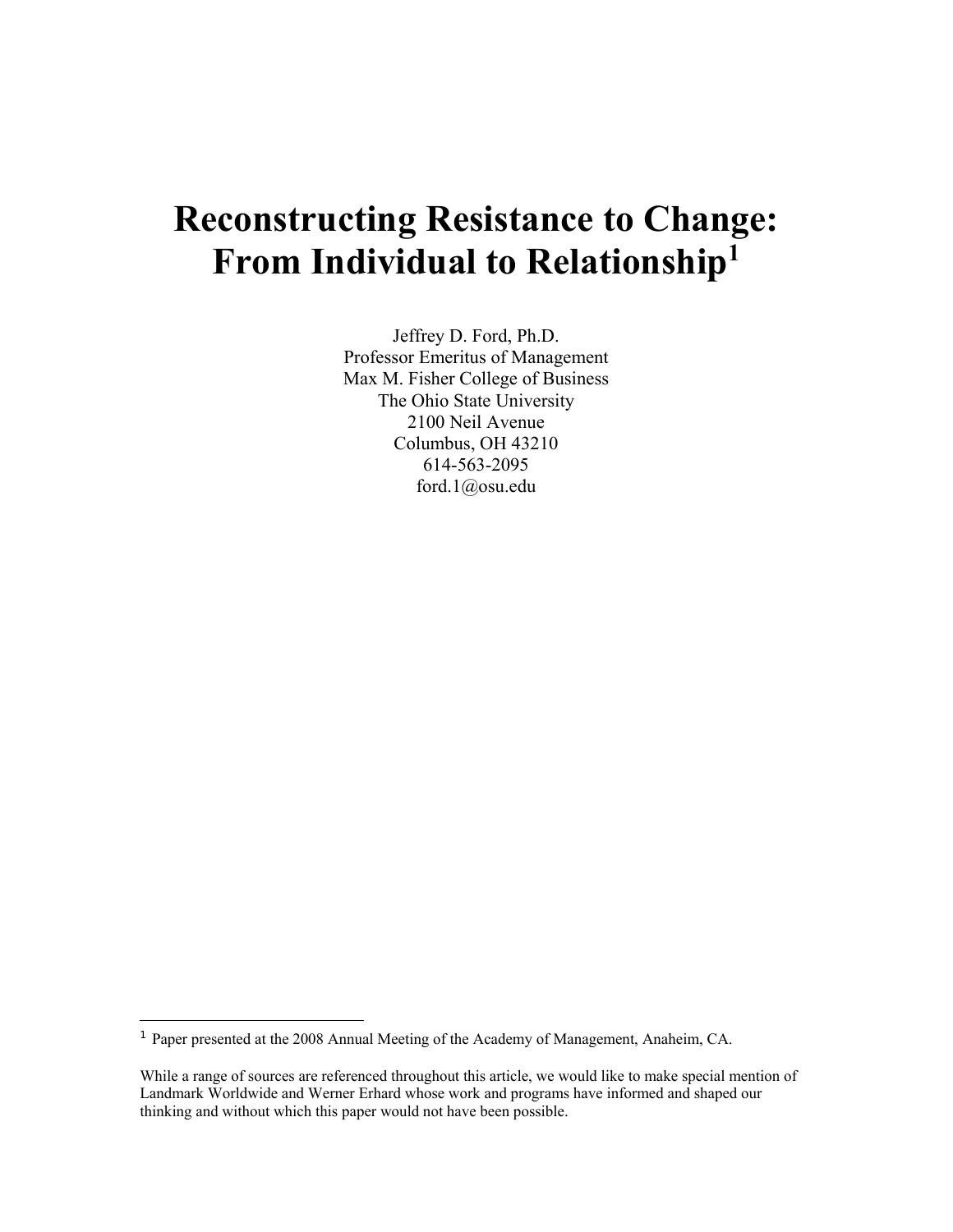# Reconstructing Resistance to Change: From Individual to Relationship[1]

Jeffrey D. Ford, Ph.D.
Professor Emeritus of Management
Max M. Fisher College of Business
The Ohio State University
2100 Neil Avenue
Columbus, OH 43210
614-563-2095
ford.1@osu.edu

---

[1] Paper presented at the 2008 Annual Meeting of the Academy of Management, Anaheim, CA.

While a range of sources are referenced throughout this article, we would like to make special mention of Landmark Worldwide and Werner Erhard whose work and programs have informed and shaped our thinking and without which this paper would not have been possible.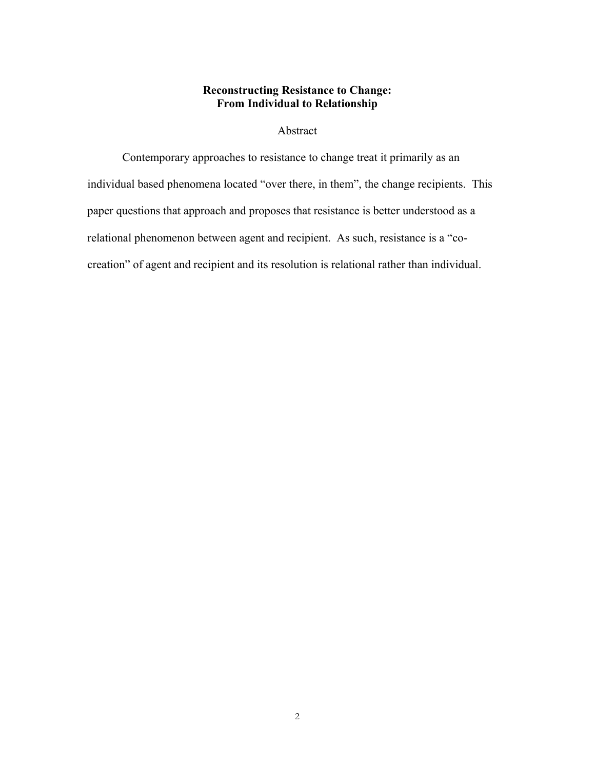**Reconstructing Resistance to Change:**
**From Individual to Relationship**

Abstract

Contemporary approaches to resistance to change treat it primarily as an individual based phenomena located "over there, in them", the change recipients. This paper questions that approach and proposes that resistance is better understood as a relational phenomenon between agent and recipient. As such, resistance is a "co-creation" of agent and recipient and its resolution is relational rather than individual.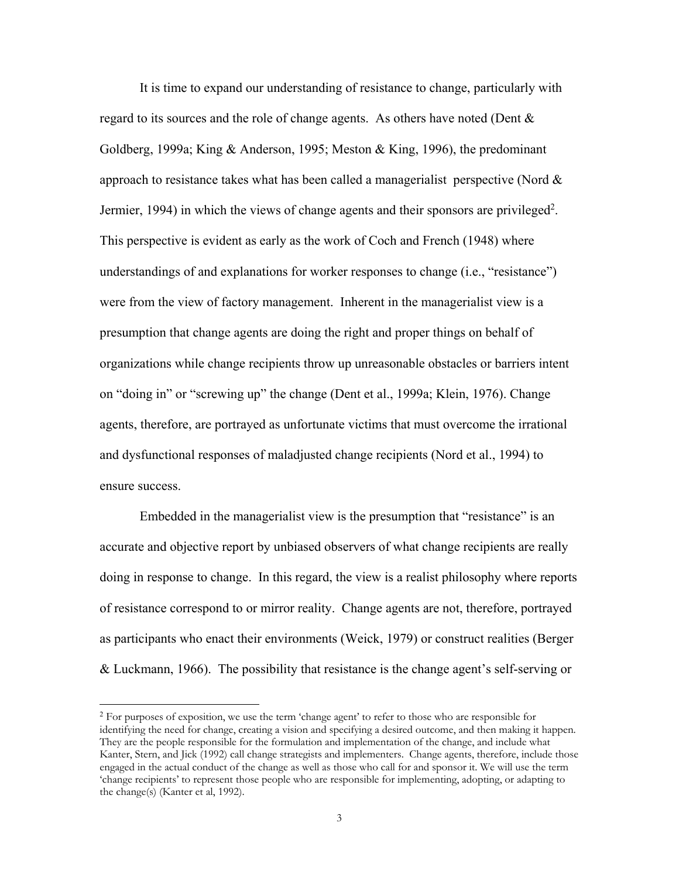It is time to expand our understanding of resistance to change, particularly with regard to its sources and the role of change agents. As others have noted (Dent & Goldberg, 1999a; King & Anderson, 1995; Meston & King, 1996), the predominant approach to resistance takes what has been called a managerialist perspective (Nord & Jermier, 1994) in which the views of change agents and their sponsors are privileged[2]. This perspective is evident as early as the work of Coch and French (1948) where understandings of and explanations for worker responses to change (i.e., "resistance") were from the view of factory management. Inherent in the managerialist view is a presumption that change agents are doing the right and proper things on behalf of organizations while change recipients throw up unreasonable obstacles or barriers intent on "doing in" or "screwing up" the change (Dent et al., 1999a; Klein, 1976). Change agents, therefore, are portrayed as unfortunate victims that must overcome the irrational and dysfunctional responses of maladjusted change recipients (Nord et al., 1994) to ensure success.

Embedded in the managerialist view is the presumption that "resistance" is an accurate and objective report by unbiased observers of what change recipients are really doing in response to change. In this regard, the view is a realist philosophy where reports of resistance correspond to or mirror reality. Change agents are not, therefore, portrayed as participants who enact their environments (Weick, 1979) or construct realities (Berger & Luckmann, 1966). The possibility that resistance is the change agent's self-serving or

---

[2] For purposes of exposition, we use the term 'change agent' to refer to those who are responsible for identifying the need for change, creating a vision and specifying a desired outcome, and then making it happen. They are the people responsible for the formulation and implementation of the change, and include what Kanter, Stern, and Jick (1992) call change strategists and implementers. Change agents, therefore, include those engaged in the actual conduct of the change as well as those who call for and sponsor it. We will use the term 'change recipients' to represent those people who are responsible for implementing, adopting, or adapting to the change(s) (Kanter et al, 1992).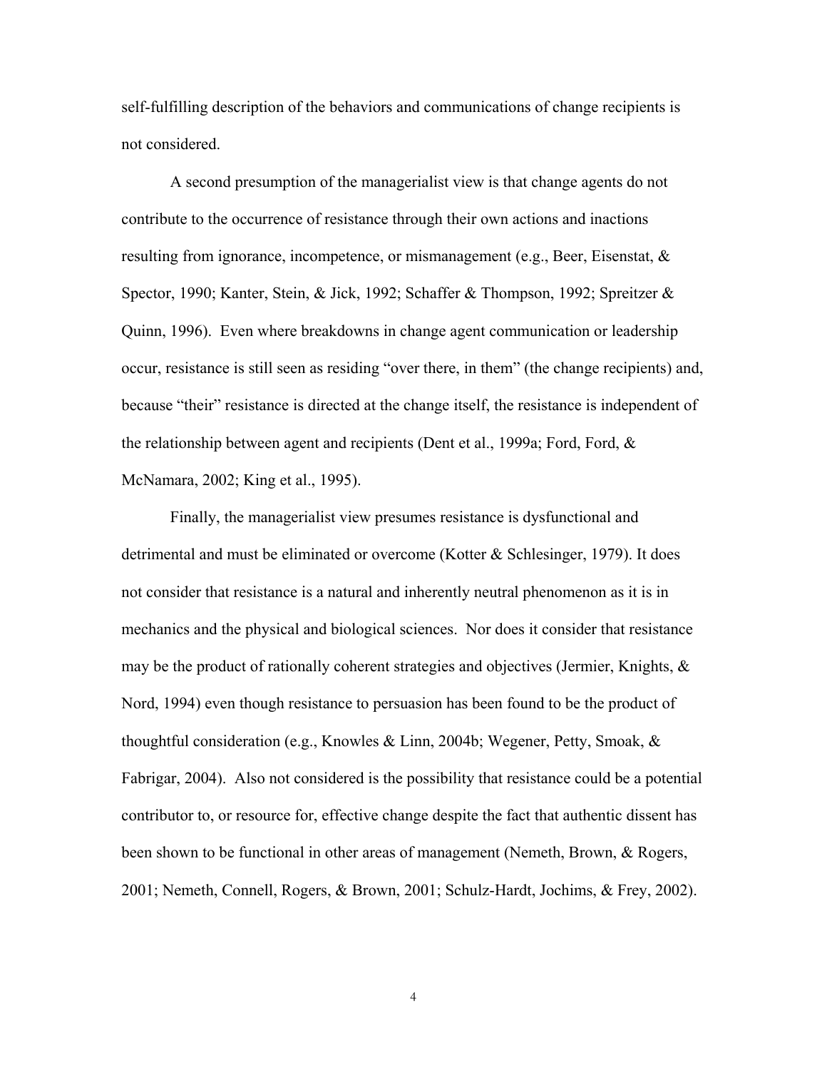self-fulfilling description of the behaviors and communications of change recipients is not considered.

A second presumption of the managerialist view is that change agents do not contribute to the occurrence of resistance through their own actions and inactions resulting from ignorance, incompetence, or mismanagement (e.g., Beer, Eisenstat, & Spector, 1990; Kanter, Stein, & Jick, 1992; Schaffer & Thompson, 1992; Spreitzer & Quinn, 1996). Even where breakdowns in change agent communication or leadership occur, resistance is still seen as residing "over there, in them" (the change recipients) and, because "their" resistance is directed at the change itself, the resistance is independent of the relationship between agent and recipients (Dent et al., 1999a; Ford, Ford, & McNamara, 2002; King et al., 1995).

Finally, the managerialist view presumes resistance is dysfunctional and detrimental and must be eliminated or overcome (Kotter & Schlesinger, 1979). It does not consider that resistance is a natural and inherently neutral phenomenon as it is in mechanics and the physical and biological sciences. Nor does it consider that resistance may be the product of rationally coherent strategies and objectives (Jermier, Knights, & Nord, 1994) even though resistance to persuasion has been found to be the product of thoughtful consideration (e.g., Knowles & Linn, 2004b; Wegener, Petty, Smoak, & Fabrigar, 2004). Also not considered is the possibility that resistance could be a potential contributor to, or resource for, effective change despite the fact that authentic dissent has been shown to be functional in other areas of management (Nemeth, Brown, & Rogers, 2001; Nemeth, Connell, Rogers, & Brown, 2001; Schulz-Hardt, Jochims, & Frey, 2002).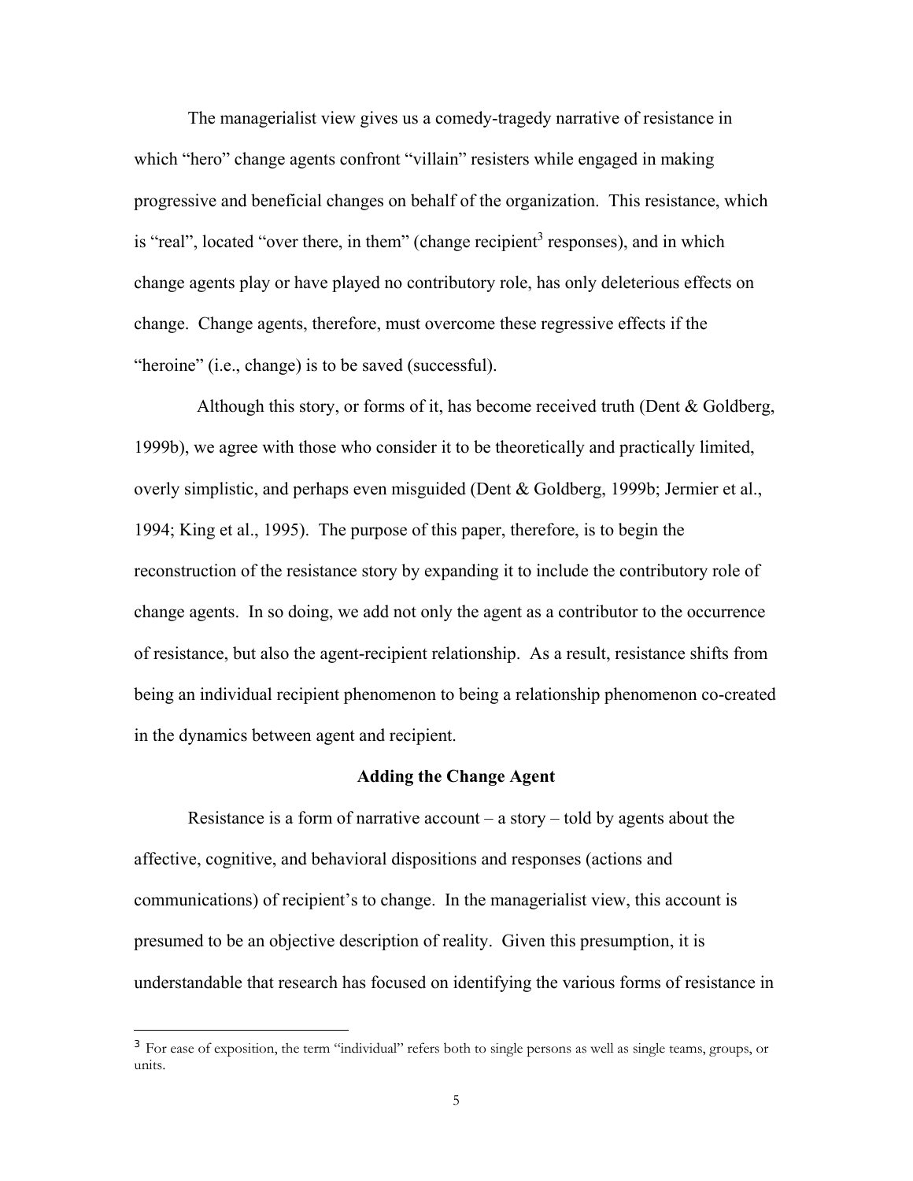The managerialist view gives us a comedy-tragedy narrative of resistance in which "hero" change agents confront "villain" resisters while engaged in making progressive and beneficial changes on behalf of the organization. This resistance, which is "real", located "over there, in them" (change recipient[3] responses), and in which change agents play or have played no contributory role, has only deleterious effects on change. Change agents, therefore, must overcome these regressive effects if the "heroine" (i.e., change) is to be saved (successful).

Although this story, or forms of it, has become received truth (Dent & Goldberg, 1999b), we agree with those who consider it to be theoretically and practically limited, overly simplistic, and perhaps even misguided (Dent & Goldberg, 1999b; Jermier et al., 1994; King et al., 1995). The purpose of this paper, therefore, is to begin the reconstruction of the resistance story by expanding it to include the contributory role of change agents. In so doing, we add not only the agent as a contributor to the occurrence of resistance, but also the agent-recipient relationship. As a result, resistance shifts from being an individual recipient phenomenon to being a relationship phenomenon co-created in the dynamics between agent and recipient.

## Adding the Change Agent

Resistance is a form of narrative account – a story – told by agents about the affective, cognitive, and behavioral dispositions and responses (actions and communications) of recipient's to change. In the managerialist view, this account is presumed to be an objective description of reality. Given this presumption, it is understandable that research has focused on identifying the various forms of resistance in

---

[3] For ease of exposition, the term "individual" refers both to single persons as well as single teams, groups, or units.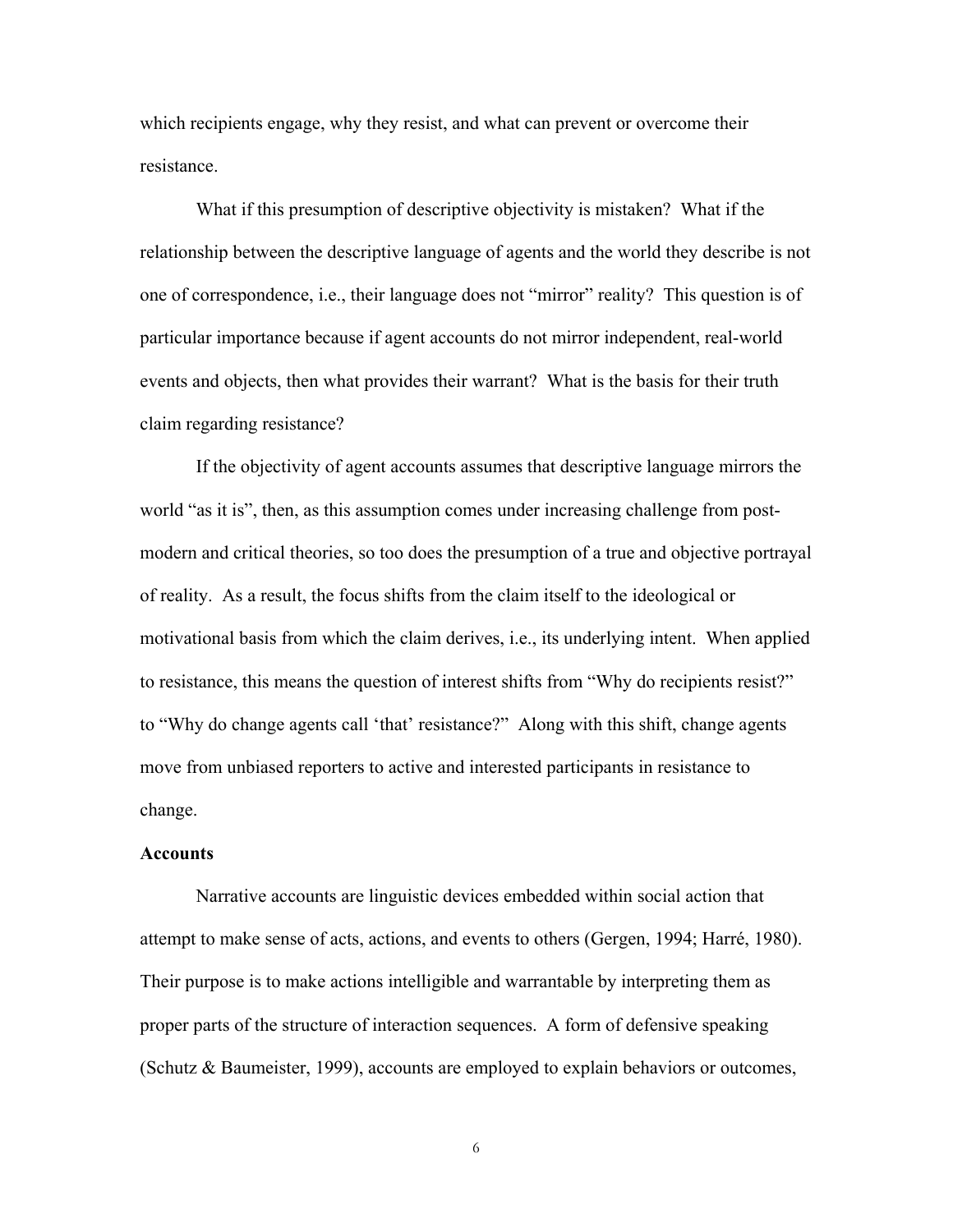which recipients engage, why they resist, and what can prevent or overcome their resistance.

What if this presumption of descriptive objectivity is mistaken? What if the relationship between the descriptive language of agents and the world they describe is not one of correspondence, i.e., their language does not "mirror" reality? This question is of particular importance because if agent accounts do not mirror independent, real-world events and objects, then what provides their warrant? What is the basis for their truth claim regarding resistance?

If the objectivity of agent accounts assumes that descriptive language mirrors the world "as it is", then, as this assumption comes under increasing challenge from post-modern and critical theories, so too does the presumption of a true and objective portrayal of reality. As a result, the focus shifts from the claim itself to the ideological or motivational basis from which the claim derives, i.e., its underlying intent. When applied to resistance, this means the question of interest shifts from "Why do recipients resist?" to "Why do change agents call 'that' resistance?" Along with this shift, change agents move from unbiased reporters to active and interested participants in resistance to change.

**Accounts**

Narrative accounts are linguistic devices embedded within social action that attempt to make sense of acts, actions, and events to others (Gergen, 1994; Harré, 1980). Their purpose is to make actions intelligible and warrantable by interpreting them as proper parts of the structure of interaction sequences. A form of defensive speaking (Schutz & Baumeister, 1999), accounts are employed to explain behaviors or outcomes,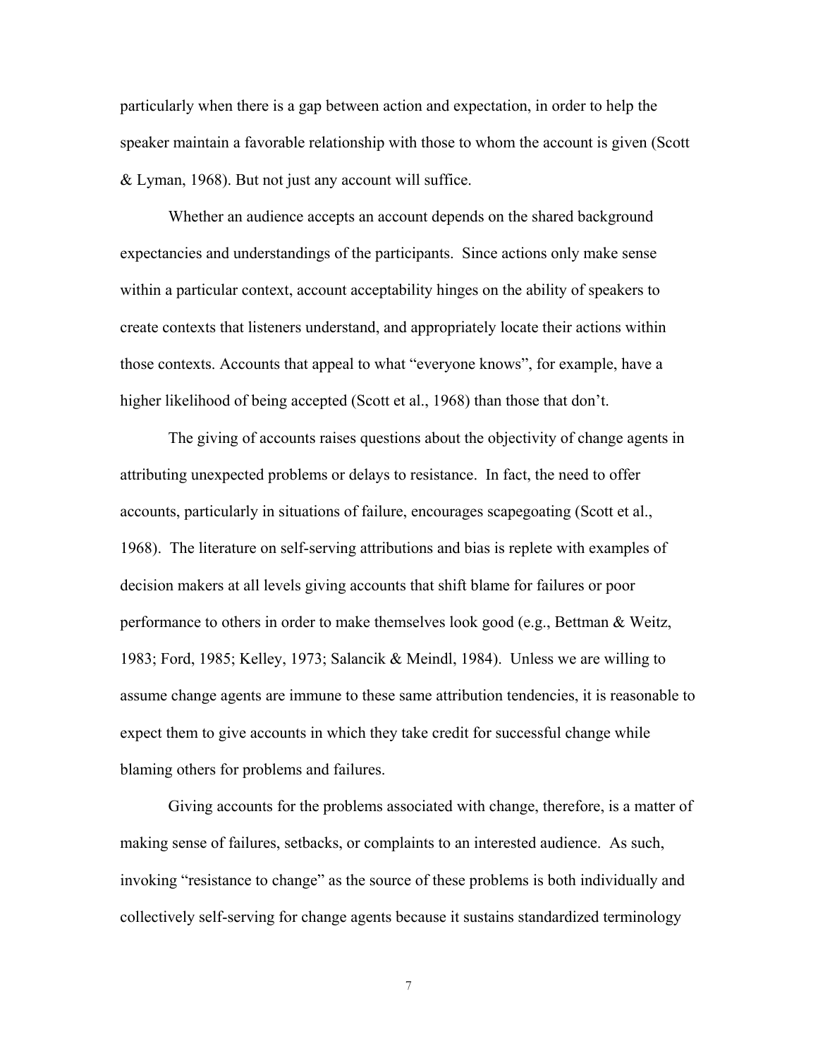particularly when there is a gap between action and expectation, in order to help the speaker maintain a favorable relationship with those to whom the account is given (Scott & Lyman, 1968). But not just any account will suffice.

Whether an audience accepts an account depends on the shared background expectancies and understandings of the participants. Since actions only make sense within a particular context, account acceptability hinges on the ability of speakers to create contexts that listeners understand, and appropriately locate their actions within those contexts. Accounts that appeal to what "everyone knows", for example, have a higher likelihood of being accepted (Scott et al., 1968) than those that don't.

The giving of accounts raises questions about the objectivity of change agents in attributing unexpected problems or delays to resistance. In fact, the need to offer accounts, particularly in situations of failure, encourages scapegoating (Scott et al., 1968). The literature on self-serving attributions and bias is replete with examples of decision makers at all levels giving accounts that shift blame for failures or poor performance to others in order to make themselves look good (e.g., Bettman & Weitz, 1983; Ford, 1985; Kelley, 1973; Salancik & Meindl, 1984). Unless we are willing to assume change agents are immune to these same attribution tendencies, it is reasonable to expect them to give accounts in which they take credit for successful change while blaming others for problems and failures.

Giving accounts for the problems associated with change, therefore, is a matter of making sense of failures, setbacks, or complaints to an interested audience. As such, invoking "resistance to change" as the source of these problems is both individually and collectively self-serving for change agents because it sustains standardized terminology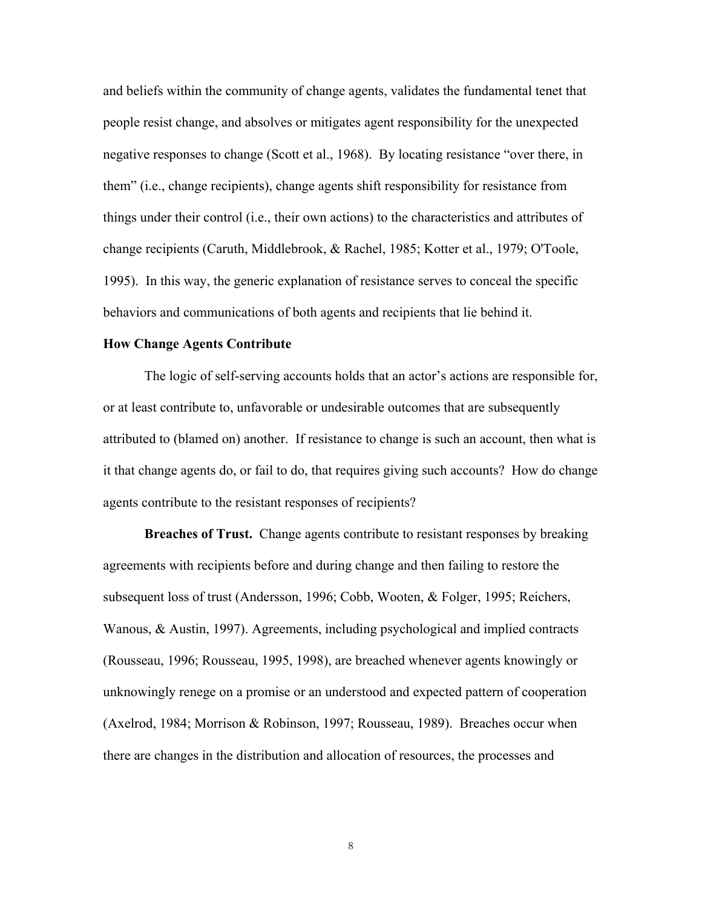and beliefs within the community of change agents, validates the fundamental tenet that people resist change, and absolves or mitigates agent responsibility for the unexpected negative responses to change (Scott et al., 1968). By locating resistance “over there, in them” (i.e., change recipients), change agents shift responsibility for resistance from things under their control (i.e., their own actions) to the characteristics and attributes of change recipients (Caruth, Middlebrook, & Rachel, 1985; Kotter et al., 1979; O'Toole, 1995). In this way, the generic explanation of resistance serves to conceal the specific behaviors and communications of both agents and recipients that lie behind it.

### How Change Agents Contribute

The logic of self-serving accounts holds that an actor’s actions are responsible for, or at least contribute to, unfavorable or undesirable outcomes that are subsequently attributed to (blamed on) another. If resistance to change is such an account, then what is it that change agents do, or fail to do, that requires giving such accounts? How do change agents contribute to the resistant responses of recipients?

**Breaches of Trust.** Change agents contribute to resistant responses by breaking agreements with recipients before and during change and then failing to restore the subsequent loss of trust (Andersson, 1996; Cobb, Wooten, & Folger, 1995; Reichers, Wanous, & Austin, 1997). Agreements, including psychological and implied contracts (Rousseau, 1996; Rousseau, 1995, 1998), are breached whenever agents knowingly or unknowingly renege on a promise or an understood and expected pattern of cooperation (Axelrod, 1984; Morrison & Robinson, 1997; Rousseau, 1989). Breaches occur when there are changes in the distribution and allocation of resources, the processes and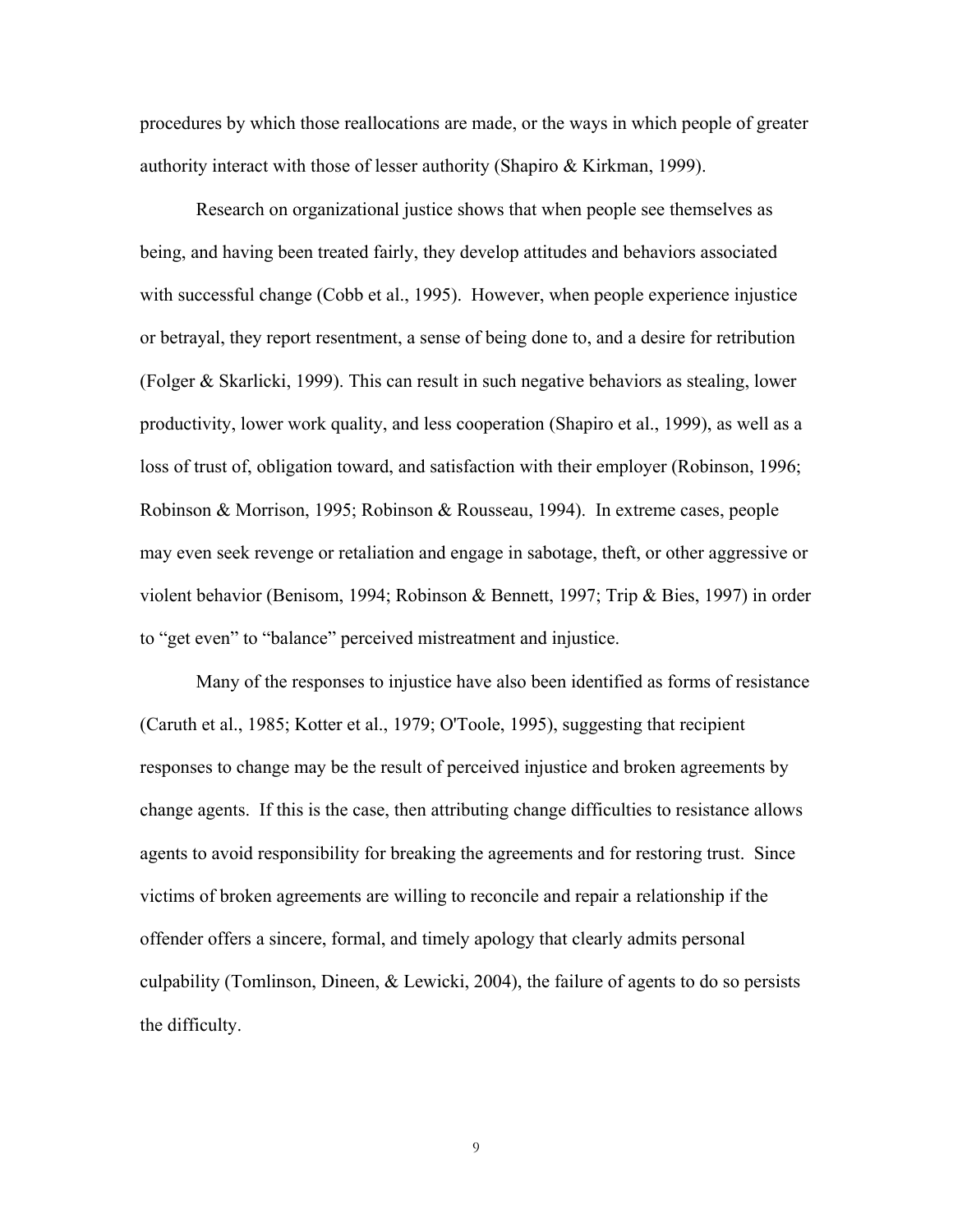procedures by which those reallocations are made, or the ways in which people of greater authority interact with those of lesser authority (Shapiro & Kirkman, 1999).

Research on organizational justice shows that when people see themselves as being, and having been treated fairly, they develop attitudes and behaviors associated with successful change (Cobb et al., 1995). However, when people experience injustice or betrayal, they report resentment, a sense of being done to, and a desire for retribution (Folger & Skarlicki, 1999). This can result in such negative behaviors as stealing, lower productivity, lower work quality, and less cooperation (Shapiro et al., 1999), as well as a loss of trust of, obligation toward, and satisfaction with their employer (Robinson, 1996; Robinson & Morrison, 1995; Robinson & Rousseau, 1994). In extreme cases, people may even seek revenge or retaliation and engage in sabotage, theft, or other aggressive or violent behavior (Benisom, 1994; Robinson & Bennett, 1997; Trip & Bies, 1997) in order to "get even" to "balance" perceived mistreatment and injustice.

Many of the responses to injustice have also been identified as forms of resistance (Caruth et al., 1985; Kotter et al., 1979; O'Toole, 1995), suggesting that recipient responses to change may be the result of perceived injustice and broken agreements by change agents. If this is the case, then attributing change difficulties to resistance allows agents to avoid responsibility for breaking the agreements and for restoring trust. Since victims of broken agreements are willing to reconcile and repair a relationship if the offender offers a sincere, formal, and timely apology that clearly admits personal culpability (Tomlinson, Dineen, & Lewicki, 2004), the failure of agents to do so persists the difficulty.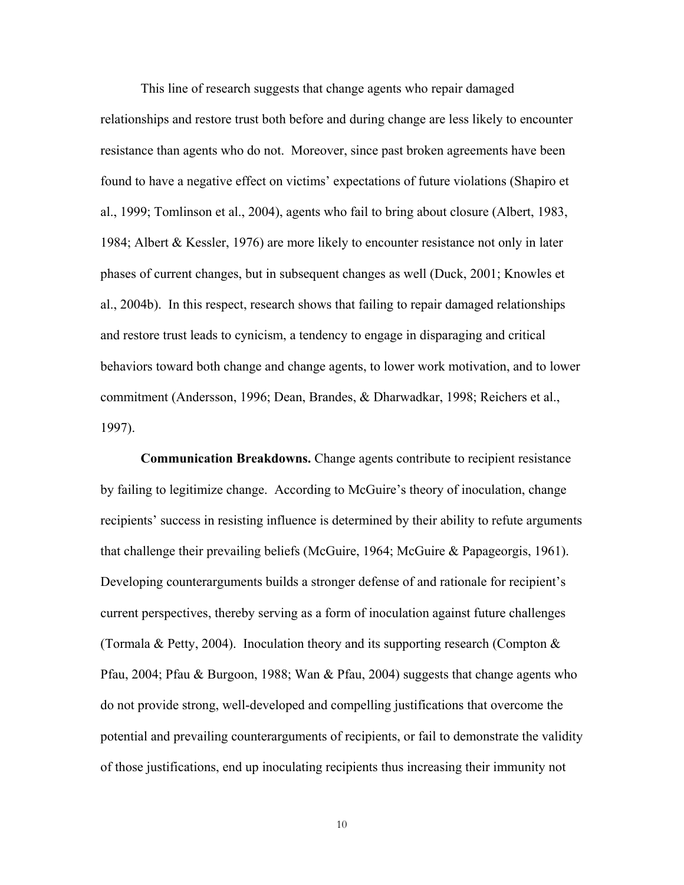This line of research suggests that change agents who repair damaged relationships and restore trust both before and during change are less likely to encounter resistance than agents who do not. Moreover, since past broken agreements have been found to have a negative effect on victims' expectations of future violations (Shapiro et al., 1999; Tomlinson et al., 2004), agents who fail to bring about closure (Albert, 1983, 1984; Albert & Kessler, 1976) are more likely to encounter resistance not only in later phases of current changes, but in subsequent changes as well (Duck, 2001; Knowles et al., 2004b). In this respect, research shows that failing to repair damaged relationships and restore trust leads to cynicism, a tendency to engage in disparaging and critical behaviors toward both change and change agents, to lower work motivation, and to lower commitment (Andersson, 1996; Dean, Brandes, & Dharwadkar, 1998; Reichers et al., 1997).

**Communication Breakdowns.** Change agents contribute to recipient resistance by failing to legitimize change. According to McGuire's theory of inoculation, change recipients' success in resisting influence is determined by their ability to refute arguments that challenge their prevailing beliefs (McGuire, 1964; McGuire & Papageorgis, 1961). Developing counterarguments builds a stronger defense of and rationale for recipient's current perspectives, thereby serving as a form of inoculation against future challenges (Tormala & Petty, 2004). Inoculation theory and its supporting research (Compton & Pfau, 2004; Pfau & Burgoon, 1988; Wan & Pfau, 2004) suggests that change agents who do not provide strong, well-developed and compelling justifications that overcome the potential and prevailing counterarguments of recipients, or fail to demonstrate the validity of those justifications, end up inoculating recipients thus increasing their immunity not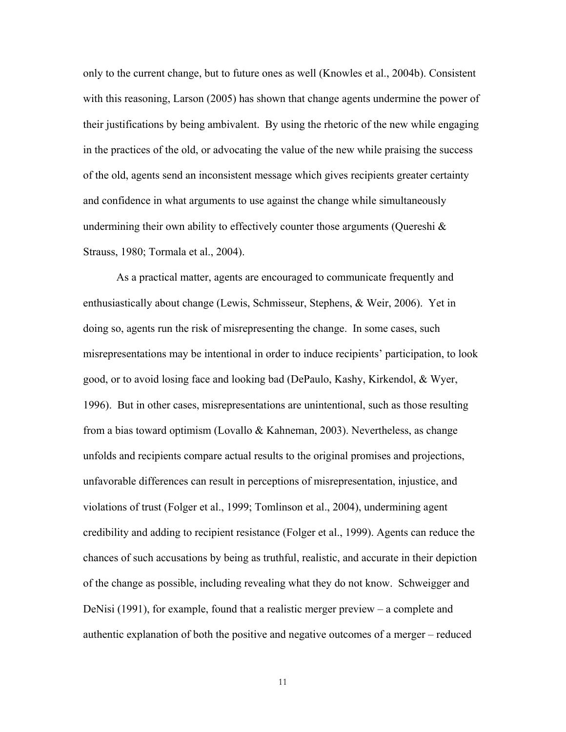only to the current change, but to future ones as well (Knowles et al., 2004b). Consistent with this reasoning, Larson (2005) has shown that change agents undermine the power of their justifications by being ambivalent. By using the rhetoric of the new while engaging in the practices of the old, or advocating the value of the new while praising the success of the old, agents send an inconsistent message which gives recipients greater certainty and confidence in what arguments to use against the change while simultaneously undermining their own ability to effectively counter those arguments (Quereshi & Strauss, 1980; Tormala et al., 2004).

As a practical matter, agents are encouraged to communicate frequently and enthusiastically about change (Lewis, Schmisseur, Stephens, & Weir, 2006). Yet in doing so, agents run the risk of misrepresenting the change. In some cases, such misrepresentations may be intentional in order to induce recipients' participation, to look good, or to avoid losing face and looking bad (DePaulo, Kashy, Kirkendol, & Wyer, 1996). But in other cases, misrepresentations are unintentional, such as those resulting from a bias toward optimism (Lovallo & Kahneman, 2003). Nevertheless, as change unfolds and recipients compare actual results to the original promises and projections, unfavorable differences can result in perceptions of misrepresentation, injustice, and violations of trust (Folger et al., 1999; Tomlinson et al., 2004), undermining agent credibility and adding to recipient resistance (Folger et al., 1999). Agents can reduce the chances of such accusations by being as truthful, realistic, and accurate in their depiction of the change as possible, including revealing what they do not know. Schweigger and DeNisi (1991), for example, found that a realistic merger preview – a complete and authentic explanation of both the positive and negative outcomes of a merger – reduced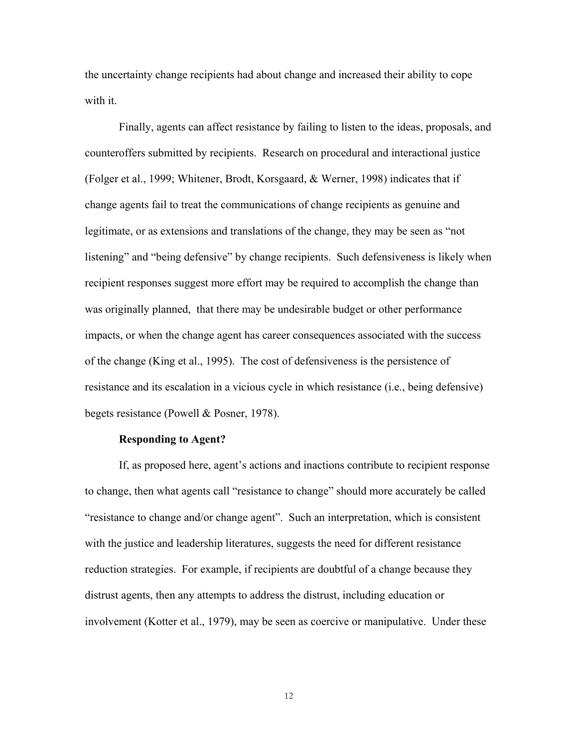the uncertainty change recipients had about change and increased their ability to cope with it.

Finally, agents can affect resistance by failing to listen to the ideas, proposals, and counteroffers submitted by recipients. Research on procedural and interactional justice (Folger et al., 1999; Whitener, Brodt, Korsgaard, & Werner, 1998) indicates that if change agents fail to treat the communications of change recipients as genuine and legitimate, or as extensions and translations of the change, they may be seen as "not listening" and "being defensive" by change recipients. Such defensiveness is likely when recipient responses suggest more effort may be required to accomplish the change than was originally planned, that there may be undesirable budget or other performance impacts, or when the change agent has career consequences associated with the success of the change (King et al., 1995). The cost of defensiveness is the persistence of resistance and its escalation in a vicious cycle in which resistance (i.e., being defensive) begets resistance (Powell & Posner, 1978).

**Responding to Agent?**

If, as proposed here, agent's actions and inactions contribute to recipient response to change, then what agents call "resistance to change" should more accurately be called "resistance to change and/or change agent". Such an interpretation, which is consistent with the justice and leadership literatures, suggests the need for different resistance reduction strategies. For example, if recipients are doubtful of a change because they distrust agents, then any attempts to address the distrust, including education or involvement (Kotter et al., 1979), may be seen as coercive or manipulative. Under these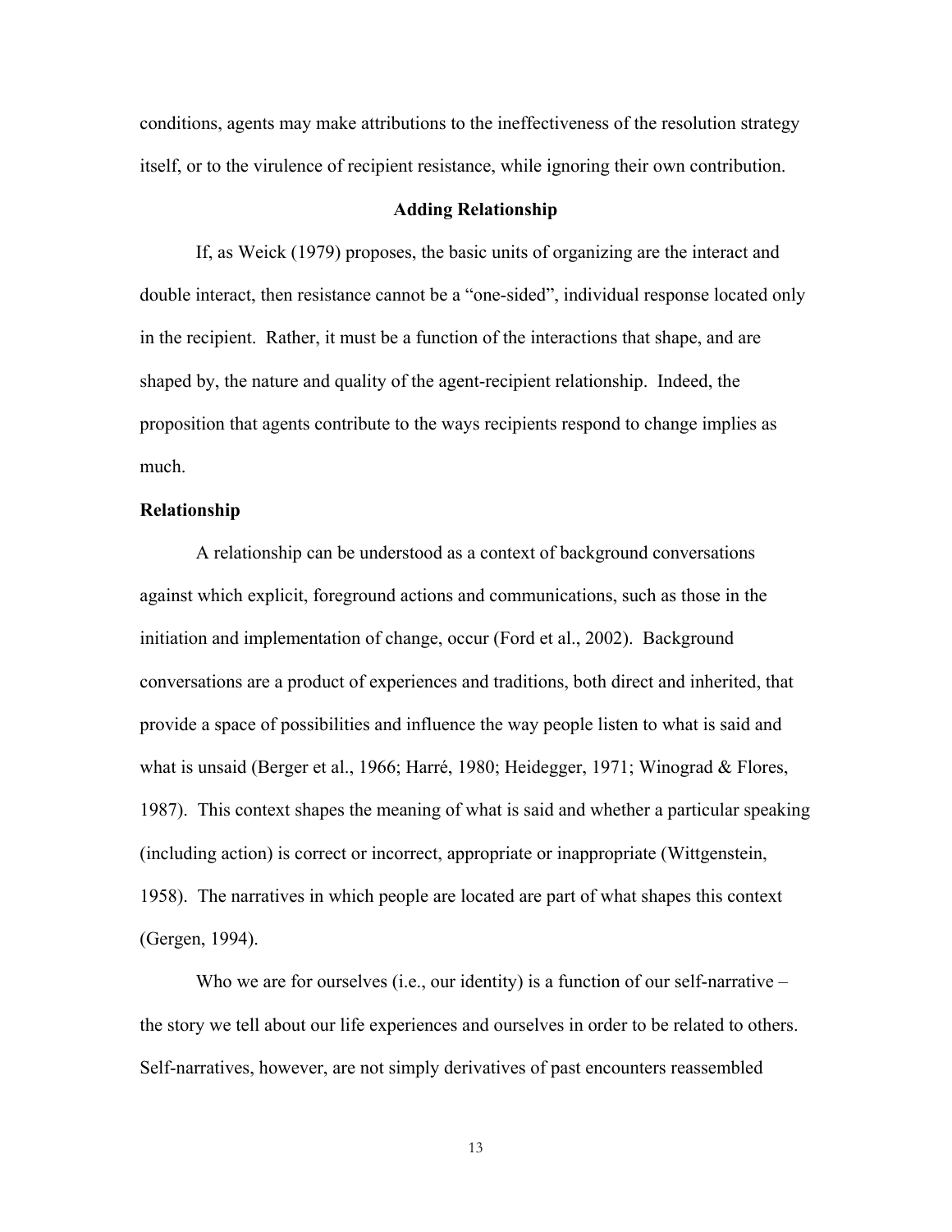conditions, agents may make attributions to the ineffectiveness of the resolution strategy itself, or to the virulence of recipient resistance, while ignoring their own contribution.

## Adding Relationship

If, as Weick (1979) proposes, the basic units of organizing are the interact and double interact, then resistance cannot be a "one-sided", individual response located only in the recipient. Rather, it must be a function of the interactions that shape, and are shaped by, the nature and quality of the agent-recipient relationship. Indeed, the proposition that agents contribute to the ways recipients respond to change implies as much.

### Relationship

A relationship can be understood as a context of background conversations against which explicit, foreground actions and communications, such as those in the initiation and implementation of change, occur (Ford et al., 2002). Background conversations are a product of experiences and traditions, both direct and inherited, that provide a space of possibilities and influence the way people listen to what is said and what is unsaid (Berger et al., 1966; Harré, 1980; Heidegger, 1971; Winograd & Flores, 1987). This context shapes the meaning of what is said and whether a particular speaking (including action) is correct or incorrect, appropriate or inappropriate (Wittgenstein, 1958). The narratives in which people are located are part of what shapes this context (Gergen, 1994).

Who we are for ourselves (i.e., our identity) is a function of our self-narrative – the story we tell about our life experiences and ourselves in order to be related to others. Self-narratives, however, are not simply derivatives of past encounters reassembled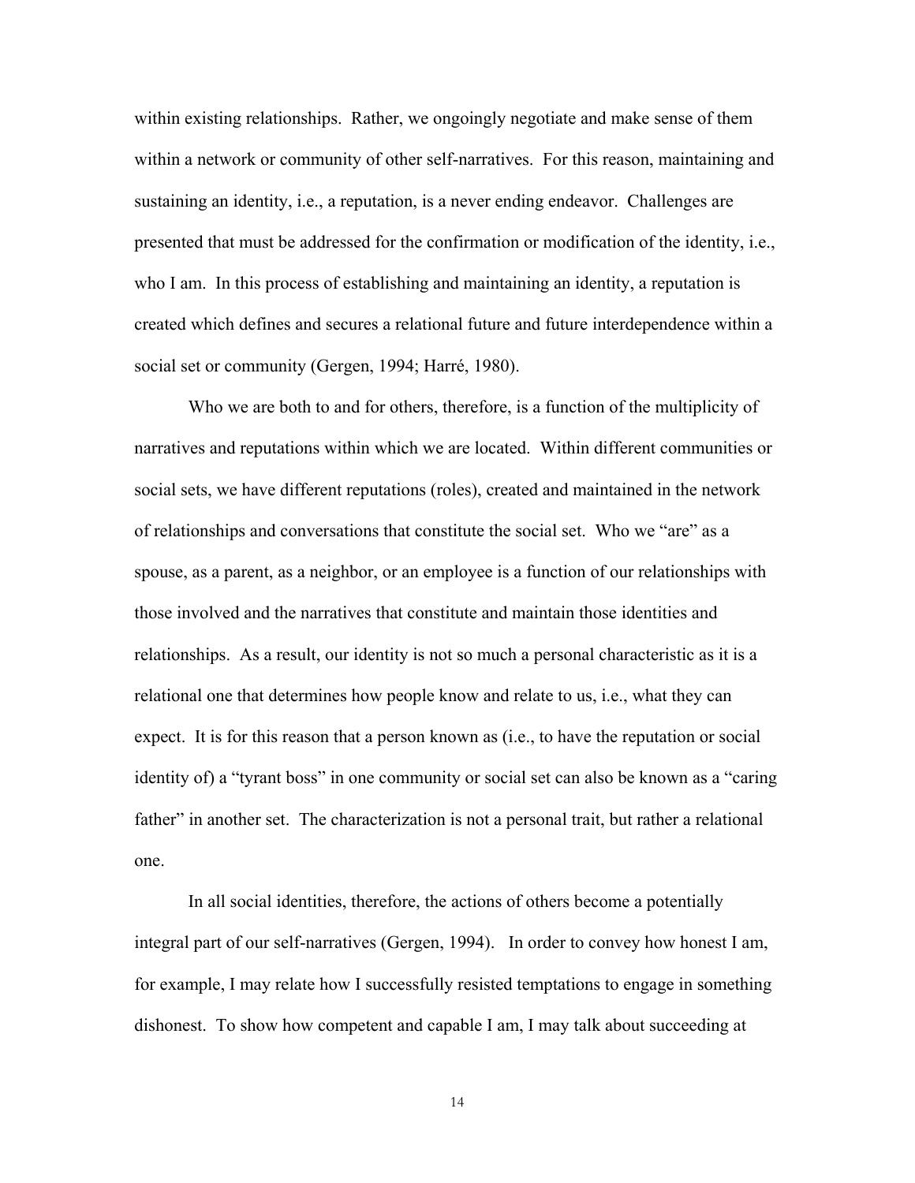within existing relationships. Rather, we ongoingly negotiate and make sense of them within a network or community of other self-narratives. For this reason, maintaining and sustaining an identity, i.e., a reputation, is a never ending endeavor. Challenges are presented that must be addressed for the confirmation or modification of the identity, i.e., who I am. In this process of establishing and maintaining an identity, a reputation is created which defines and secures a relational future and future interdependence within a social set or community (Gergen, 1994; Harré, 1980).

Who we are both to and for others, therefore, is a function of the multiplicity of narratives and reputations within which we are located. Within different communities or social sets, we have different reputations (roles), created and maintained in the network of relationships and conversations that constitute the social set. Who we "are" as a spouse, as a parent, as a neighbor, or an employee is a function of our relationships with those involved and the narratives that constitute and maintain those identities and relationships. As a result, our identity is not so much a personal characteristic as it is a relational one that determines how people know and relate to us, i.e., what they can expect. It is for this reason that a person known as (i.e., to have the reputation or social identity of) a "tyrant boss" in one community or social set can also be known as a "caring father" in another set. The characterization is not a personal trait, but rather a relational one.

In all social identities, therefore, the actions of others become a potentially integral part of our self-narratives (Gergen, 1994). In order to convey how honest I am, for example, I may relate how I successfully resisted temptations to engage in something dishonest. To show how competent and capable I am, I may talk about succeeding at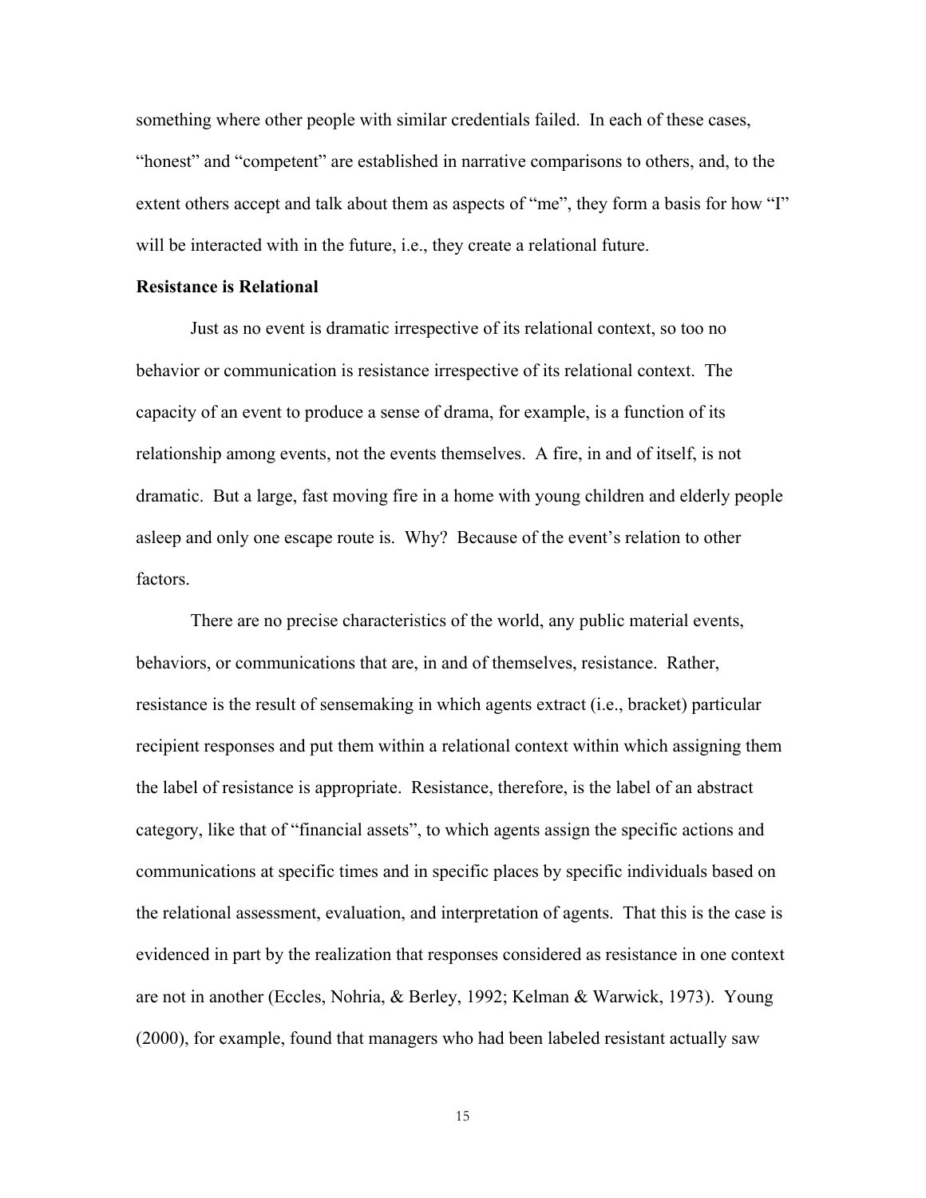something where other people with similar credentials failed. In each of these cases, "honest" and "competent" are established in narrative comparisons to others, and, to the extent others accept and talk about them as aspects of "me", they form a basis for how "I" will be interacted with in the future, i.e., they create a relational future.

**Resistance is Relational**

Just as no event is dramatic irrespective of its relational context, so too no behavior or communication is resistance irrespective of its relational context. The capacity of an event to produce a sense of drama, for example, is a function of its relationship among events, not the events themselves. A fire, in and of itself, is not dramatic. But a large, fast moving fire in a home with young children and elderly people asleep and only one escape route is. Why? Because of the event's relation to other factors.

There are no precise characteristics of the world, any public material events, behaviors, or communications that are, in and of themselves, resistance. Rather, resistance is the result of sensemaking in which agents extract (i.e., bracket) particular recipient responses and put them within a relational context within which assigning them the label of resistance is appropriate. Resistance, therefore, is the label of an abstract category, like that of "financial assets", to which agents assign the specific actions and communications at specific times and in specific places by specific individuals based on the relational assessment, evaluation, and interpretation of agents. That this is the case is evidenced in part by the realization that responses considered as resistance in one context are not in another (Eccles, Nohria, & Berley, 1992; Kelman & Warwick, 1973). Young (2000), for example, found that managers who had been labeled resistant actually saw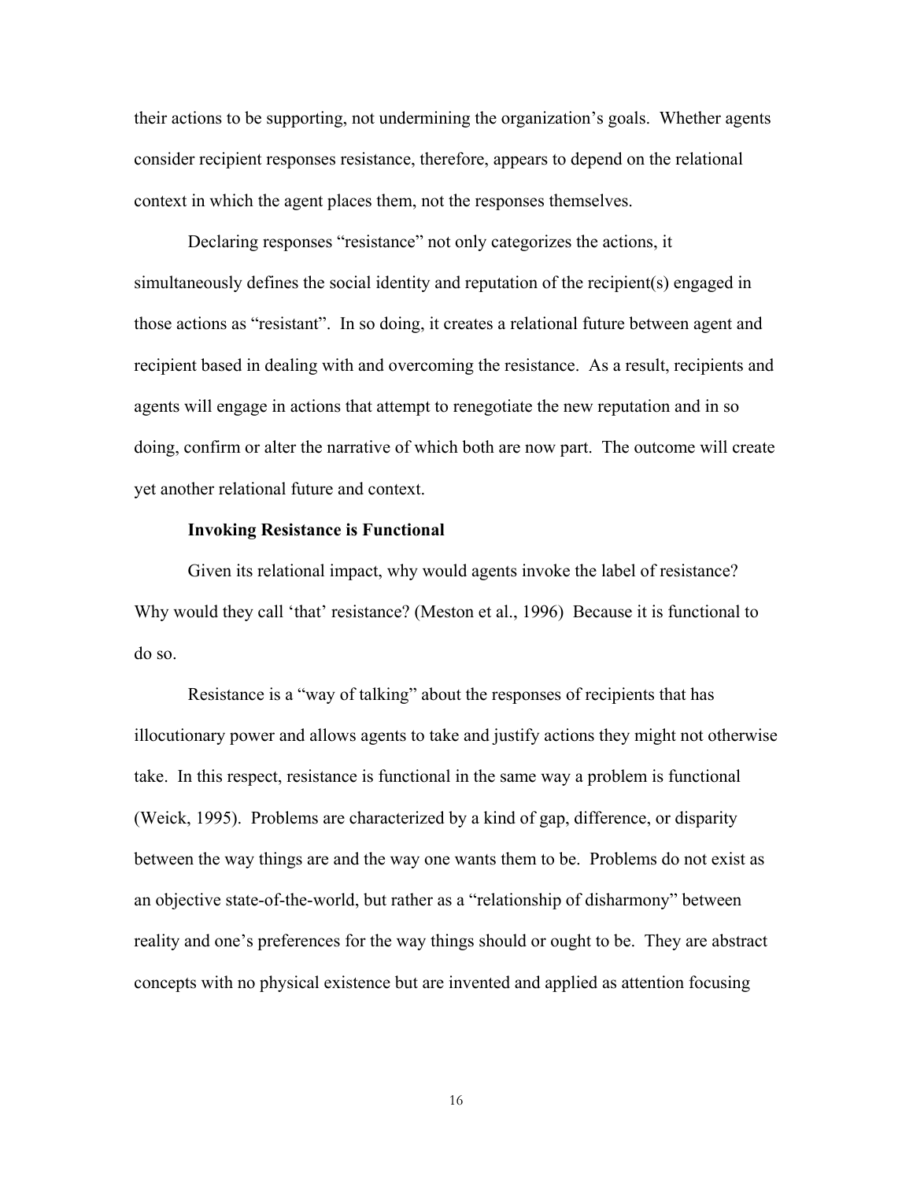their actions to be supporting, not undermining the organization's goals. Whether agents consider recipient responses resistance, therefore, appears to depend on the relational context in which the agent places them, not the responses themselves.

Declaring responses "resistance" not only categorizes the actions, it simultaneously defines the social identity and reputation of the recipient(s) engaged in those actions as "resistant". In so doing, it creates a relational future between agent and recipient based in dealing with and overcoming the resistance. As a result, recipients and agents will engage in actions that attempt to renegotiate the new reputation and in so doing, confirm or alter the narrative of which both are now part. The outcome will create yet another relational future and context.

**Invoking Resistance is Functional**

Given its relational impact, why would agents invoke the label of resistance? Why would they call 'that' resistance? (Meston et al., 1996) Because it is functional to do so.

Resistance is a "way of talking" about the responses of recipients that has illocutionary power and allows agents to take and justify actions they might not otherwise take. In this respect, resistance is functional in the same way a problem is functional (Weick, 1995). Problems are characterized by a kind of gap, difference, or disparity between the way things are and the way one wants them to be. Problems do not exist as an objective state-of-the-world, but rather as a "relationship of disharmony" between reality and one's preferences for the way things should or ought to be. They are abstract concepts with no physical existence but are invented and applied as attention focusing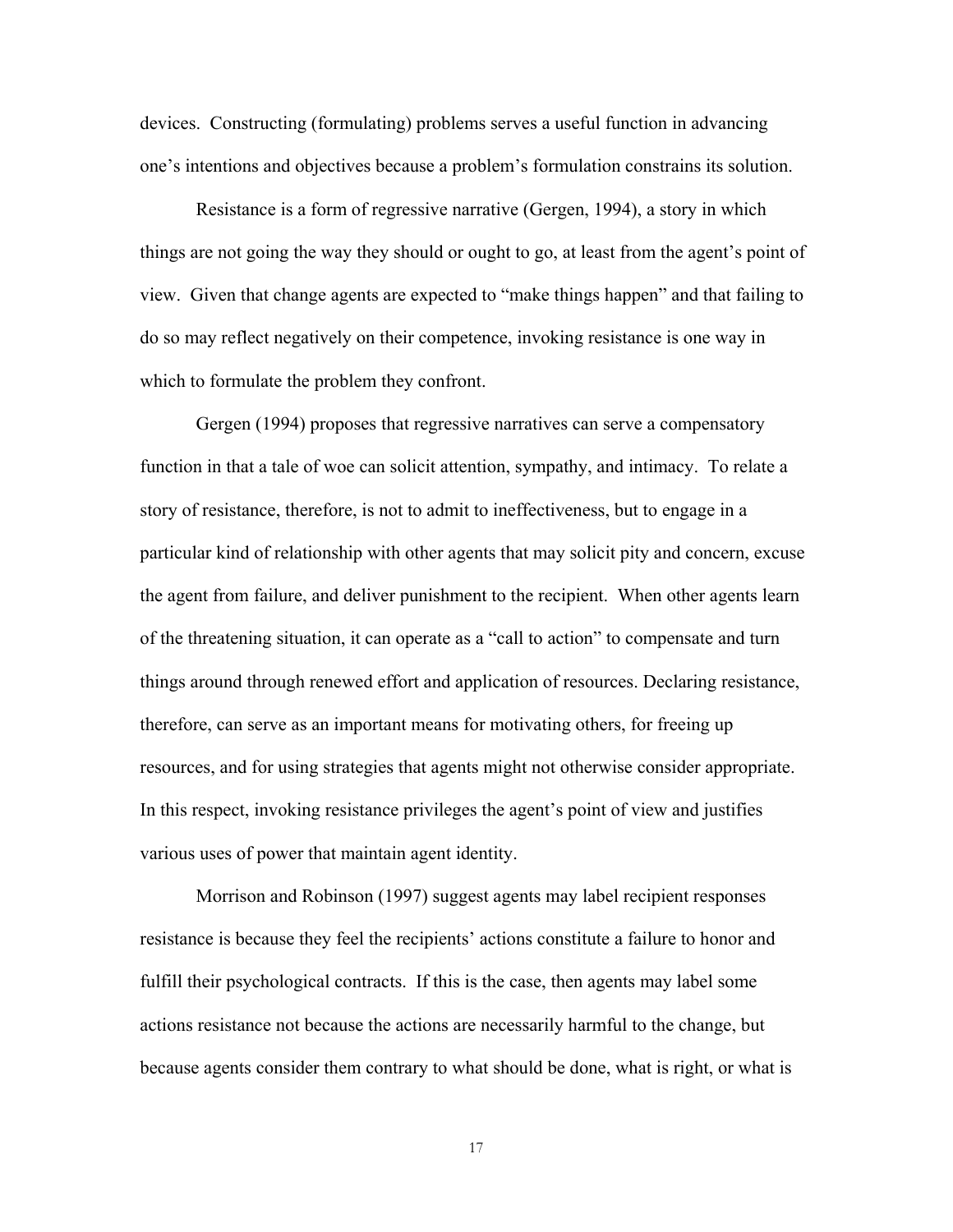devices. Constructing (formulating) problems serves a useful function in advancing one's intentions and objectives because a problem's formulation constrains its solution.

Resistance is a form of regressive narrative (Gergen, 1994), a story in which things are not going the way they should or ought to go, at least from the agent's point of view. Given that change agents are expected to "make things happen" and that failing to do so may reflect negatively on their competence, invoking resistance is one way in which to formulate the problem they confront.

Gergen (1994) proposes that regressive narratives can serve a compensatory function in that a tale of woe can solicit attention, sympathy, and intimacy. To relate a story of resistance, therefore, is not to admit to ineffectiveness, but to engage in a particular kind of relationship with other agents that may solicit pity and concern, excuse the agent from failure, and deliver punishment to the recipient. When other agents learn of the threatening situation, it can operate as a "call to action" to compensate and turn things around through renewed effort and application of resources. Declaring resistance, therefore, can serve as an important means for motivating others, for freeing up resources, and for using strategies that agents might not otherwise consider appropriate. In this respect, invoking resistance privileges the agent's point of view and justifies various uses of power that maintain agent identity.

Morrison and Robinson (1997) suggest agents may label recipient responses resistance is because they feel the recipients' actions constitute a failure to honor and fulfill their psychological contracts. If this is the case, then agents may label some actions resistance not because the actions are necessarily harmful to the change, but because agents consider them contrary to what should be done, what is right, or what is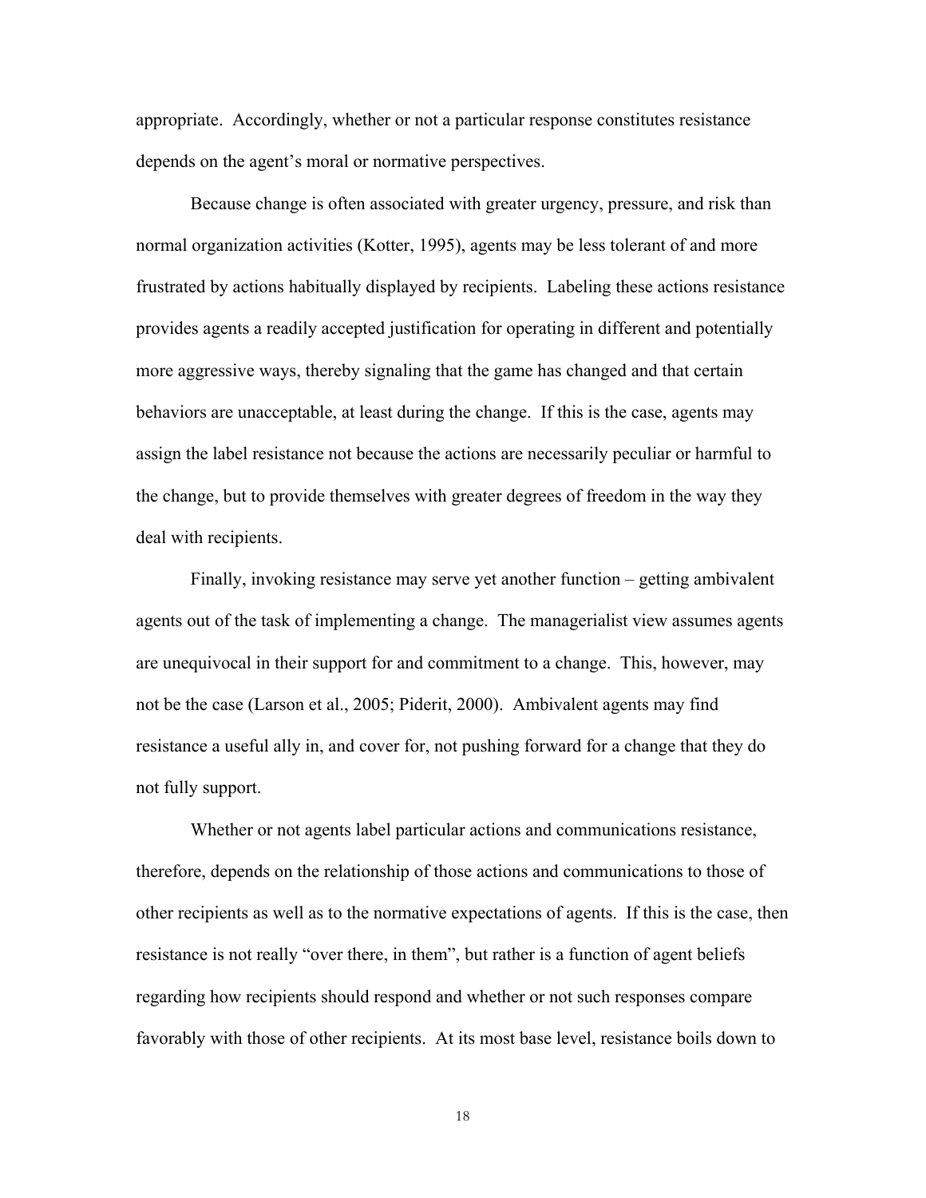appropriate. Accordingly, whether or not a particular response constitutes resistance depends on the agent's moral or normative perspectives.

Because change is often associated with greater urgency, pressure, and risk than normal organization activities (Kotter, 1995), agents may be less tolerant of and more frustrated by actions habitually displayed by recipients. Labeling these actions resistance provides agents a readily accepted justification for operating in different and potentially more aggressive ways, thereby signaling that the game has changed and that certain behaviors are unacceptable, at least during the change. If this is the case, agents may assign the label resistance not because the actions are necessarily peculiar or harmful to the change, but to provide themselves with greater degrees of freedom in the way they deal with recipients.

Finally, invoking resistance may serve yet another function – getting ambivalent agents out of the task of implementing a change. The managerialist view assumes agents are unequivocal in their support for and commitment to a change. This, however, may not be the case (Larson et al., 2005; Piderit, 2000). Ambivalent agents may find resistance a useful ally in, and cover for, not pushing forward for a change that they do not fully support.

Whether or not agents label particular actions and communications resistance, therefore, depends on the relationship of those actions and communications to those of other recipients as well as to the normative expectations of agents. If this is the case, then resistance is not really "over there, in them", but rather is a function of agent beliefs regarding how recipients should respond and whether or not such responses compare favorably with those of other recipients. At its most base level, resistance boils down to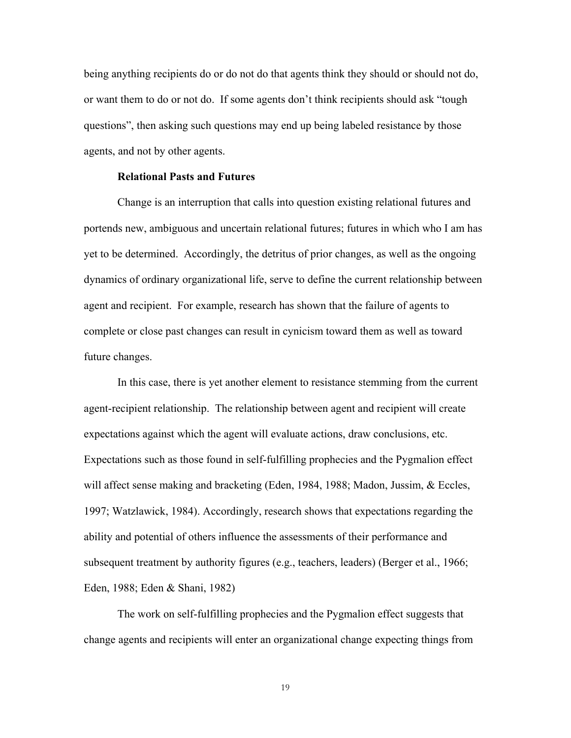being anything recipients do or do not do that agents think they should or should not do, or want them to do or not do. If some agents don't think recipients should ask "tough questions", then asking such questions may end up being labeled resistance by those agents, and not by other agents.

### Relational Pasts and Futures

Change is an interruption that calls into question existing relational futures and portends new, ambiguous and uncertain relational futures; futures in which who I am has yet to be determined. Accordingly, the detritus of prior changes, as well as the ongoing dynamics of ordinary organizational life, serve to define the current relationship between agent and recipient. For example, research has shown that the failure of agents to complete or close past changes can result in cynicism toward them as well as toward future changes.

In this case, there is yet another element to resistance stemming from the current agent-recipient relationship. The relationship between agent and recipient will create expectations against which the agent will evaluate actions, draw conclusions, etc. Expectations such as those found in self-fulfilling prophecies and the Pygmalion effect will affect sense making and bracketing (Eden, 1984, 1988; Madon, Jussim, & Eccles, 1997; Watzlawick, 1984). Accordingly, research shows that expectations regarding the ability and potential of others influence the assessments of their performance and subsequent treatment by authority figures (e.g., teachers, leaders) (Berger et al., 1966; Eden, 1988; Eden & Shani, 1982)

The work on self-fulfilling prophecies and the Pygmalion effect suggests that change agents and recipients will enter an organizational change expecting things from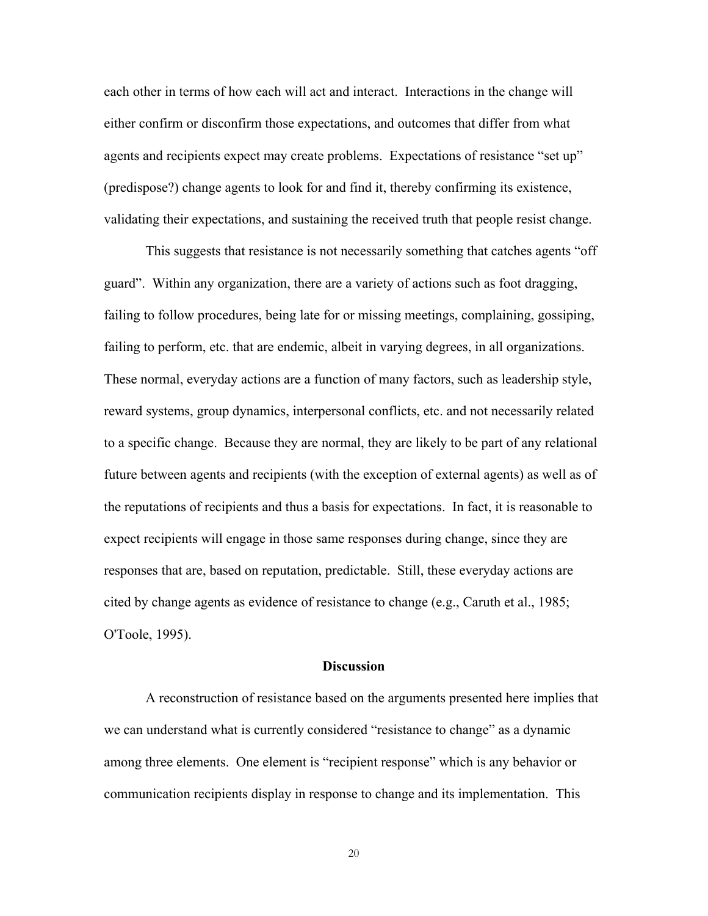each other in terms of how each will act and interact. Interactions in the change will either confirm or disconfirm those expectations, and outcomes that differ from what agents and recipients expect may create problems. Expectations of resistance "set up" (predispose?) change agents to look for and find it, thereby confirming its existence, validating their expectations, and sustaining the received truth that people resist change.

This suggests that resistance is not necessarily something that catches agents "off guard". Within any organization, there are a variety of actions such as foot dragging, failing to follow procedures, being late for or missing meetings, complaining, gossiping, failing to perform, etc. that are endemic, albeit in varying degrees, in all organizations. These normal, everyday actions are a function of many factors, such as leadership style, reward systems, group dynamics, interpersonal conflicts, etc. and not necessarily related to a specific change. Because they are normal, they are likely to be part of any relational future between agents and recipients (with the exception of external agents) as well as of the reputations of recipients and thus a basis for expectations. In fact, it is reasonable to expect recipients will engage in those same responses during change, since they are responses that are, based on reputation, predictable. Still, these everyday actions are cited by change agents as evidence of resistance to change (e.g., Caruth et al., 1985; O'Toole, 1995).

## Discussion

A reconstruction of resistance based on the arguments presented here implies that we can understand what is currently considered "resistance to change" as a dynamic among three elements. One element is "recipient response" which is any behavior or communication recipients display in response to change and its implementation. This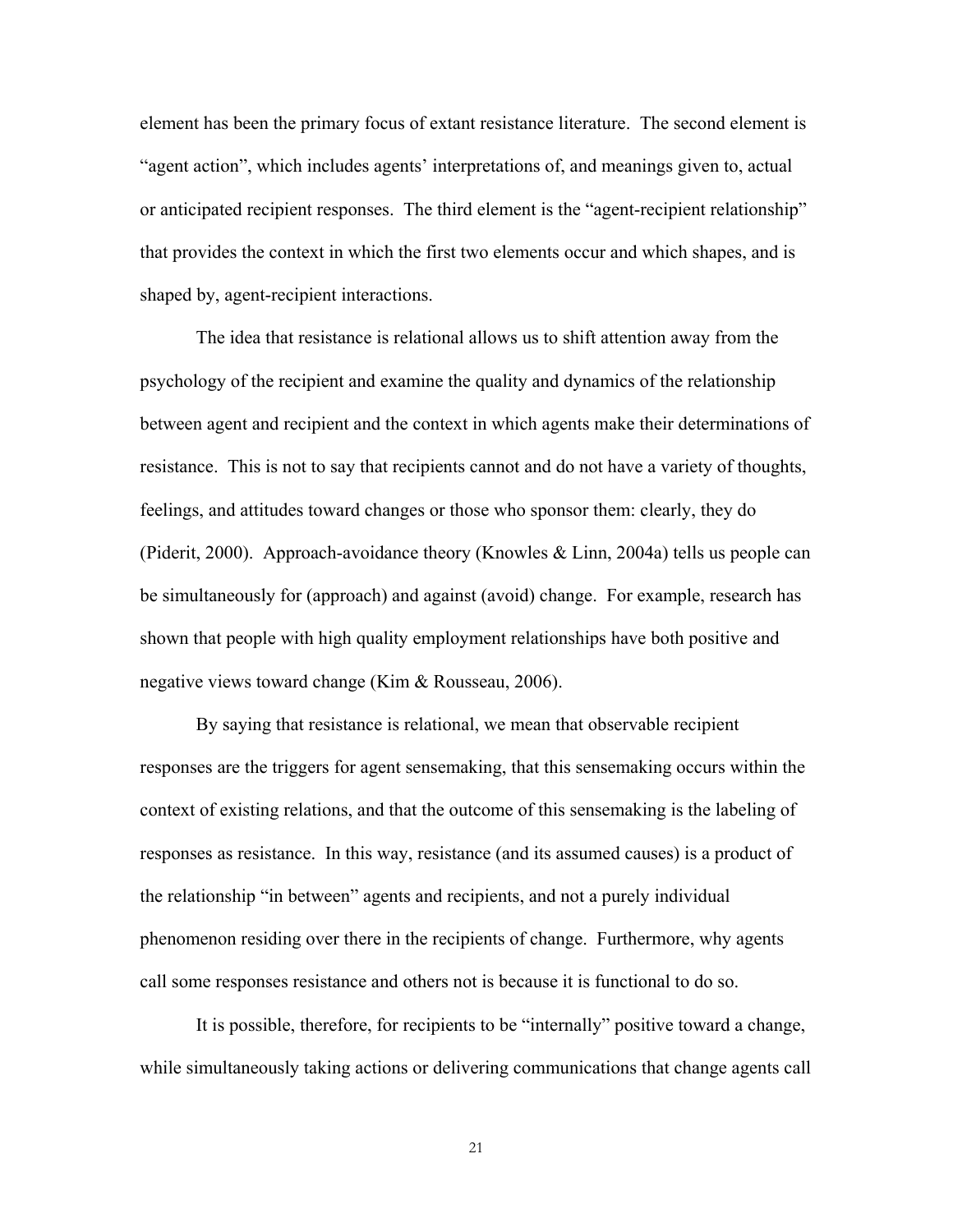element has been the primary focus of extant resistance literature. The second element is "agent action", which includes agents' interpretations of, and meanings given to, actual or anticipated recipient responses. The third element is the "agent-recipient relationship" that provides the context in which the first two elements occur and which shapes, and is shaped by, agent-recipient interactions.

The idea that resistance is relational allows us to shift attention away from the psychology of the recipient and examine the quality and dynamics of the relationship between agent and recipient and the context in which agents make their determinations of resistance. This is not to say that recipients cannot and do not have a variety of thoughts, feelings, and attitudes toward changes or those who sponsor them: clearly, they do (Piderit, 2000). Approach-avoidance theory (Knowles & Linn, 2004a) tells us people can be simultaneously for (approach) and against (avoid) change. For example, research has shown that people with high quality employment relationships have both positive and negative views toward change (Kim & Rousseau, 2006).

By saying that resistance is relational, we mean that observable recipient responses are the triggers for agent sensemaking, that this sensemaking occurs within the context of existing relations, and that the outcome of this sensemaking is the labeling of responses as resistance. In this way, resistance (and its assumed causes) is a product of the relationship "in between" agents and recipients, and not a purely individual phenomenon residing over there in the recipients of change. Furthermore, why agents call some responses resistance and others not is because it is functional to do so.

It is possible, therefore, for recipients to be "internally" positive toward a change, while simultaneously taking actions or delivering communications that change agents call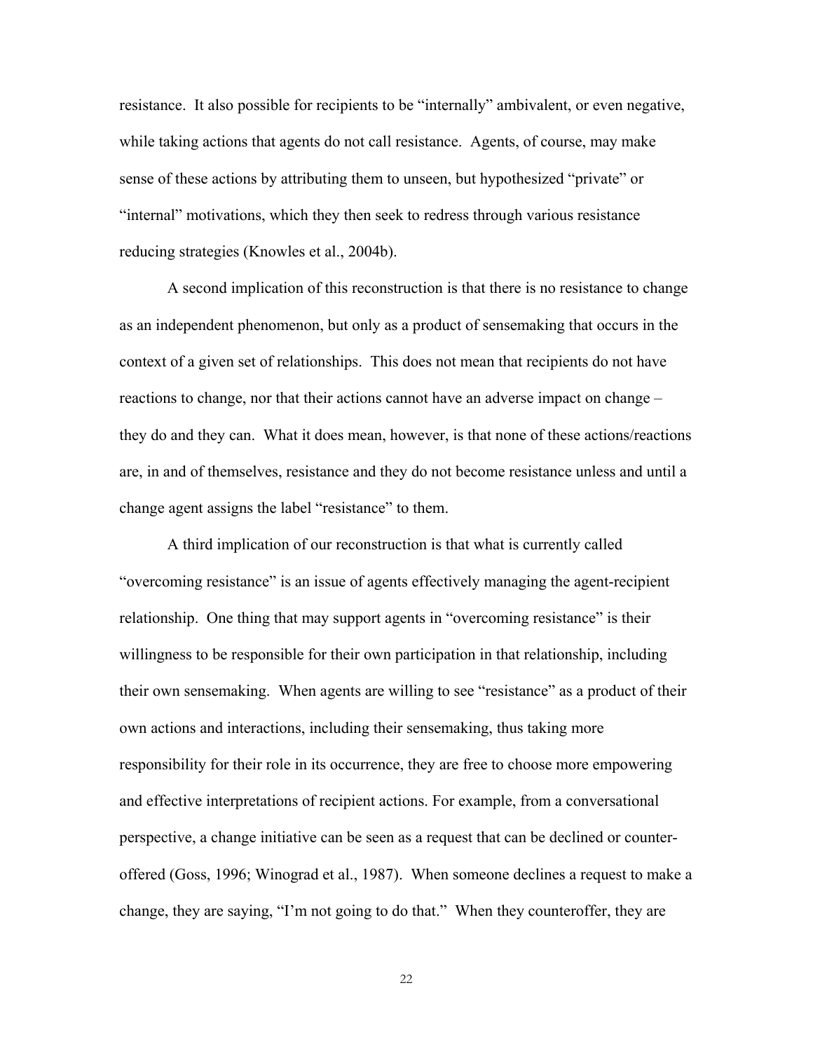resistance. It also possible for recipients to be "internally" ambivalent, or even negative, while taking actions that agents do not call resistance. Agents, of course, may make sense of these actions by attributing them to unseen, but hypothesized "private" or "internal" motivations, which they then seek to redress through various resistance reducing strategies (Knowles et al., 2004b).

A second implication of this reconstruction is that there is no resistance to change as an independent phenomenon, but only as a product of sensemaking that occurs in the context of a given set of relationships. This does not mean that recipients do not have reactions to change, nor that their actions cannot have an adverse impact on change – they do and they can. What it does mean, however, is that none of these actions/reactions are, in and of themselves, resistance and they do not become resistance unless and until a change agent assigns the label "resistance" to them.

A third implication of our reconstruction is that what is currently called "overcoming resistance" is an issue of agents effectively managing the agent-recipient relationship. One thing that may support agents in "overcoming resistance" is their willingness to be responsible for their own participation in that relationship, including their own sensemaking. When agents are willing to see "resistance" as a product of their own actions and interactions, including their sensemaking, thus taking more responsibility for their role in its occurrence, they are free to choose more empowering and effective interpretations of recipient actions. For example, from a conversational perspective, a change initiative can be seen as a request that can be declined or counter-offered (Goss, 1996; Winograd et al., 1987). When someone declines a request to make a change, they are saying, "I'm not going to do that." When they counteroffer, they are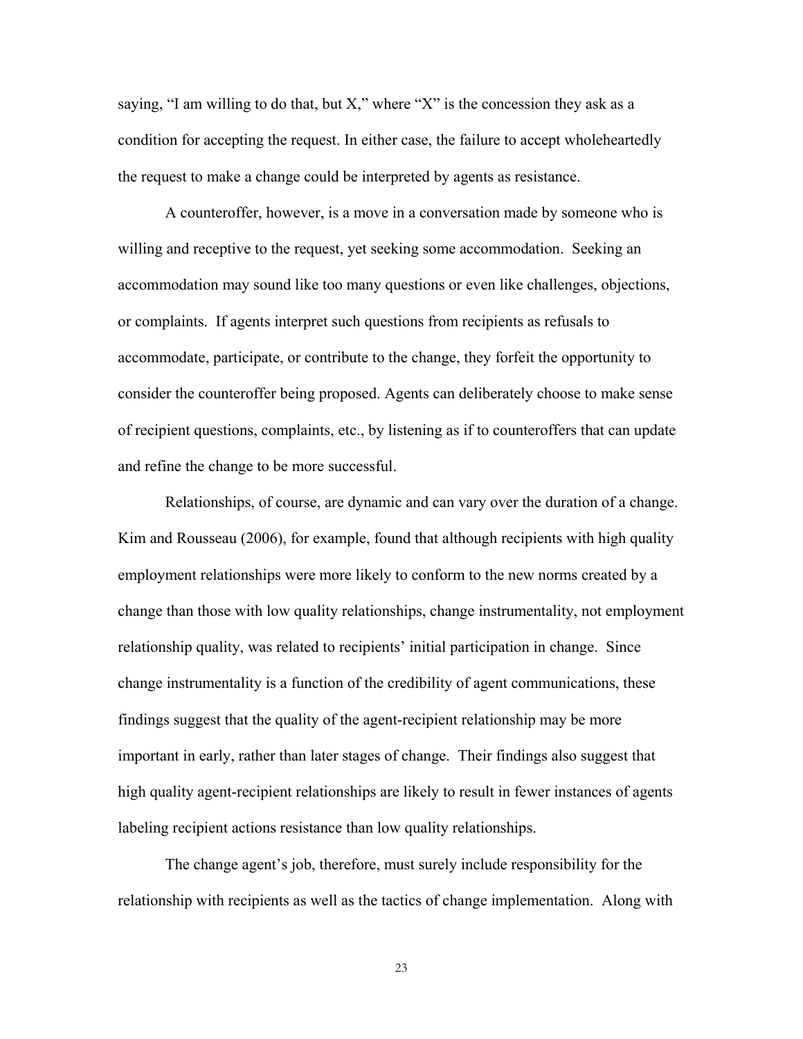saying, "I am willing to do that, but X," where "X" is the concession they ask as a condition for accepting the request. In either case, the failure to accept wholeheartedly the request to make a change could be interpreted by agents as resistance.

A counteroffer, however, is a move in a conversation made by someone who is willing and receptive to the request, yet seeking some accommodation. Seeking an accommodation may sound like too many questions or even like challenges, objections, or complaints. If agents interpret such questions from recipients as refusals to accommodate, participate, or contribute to the change, they forfeit the opportunity to consider the counteroffer being proposed. Agents can deliberately choose to make sense of recipient questions, complaints, etc., by listening as if to counteroffers that can update and refine the change to be more successful.

Relationships, of course, are dynamic and can vary over the duration of a change. Kim and Rousseau (2006), for example, found that although recipients with high quality employment relationships were more likely to conform to the new norms created by a change than those with low quality relationships, change instrumentality, not employment relationship quality, was related to recipients' initial participation in change. Since change instrumentality is a function of the credibility of agent communications, these findings suggest that the quality of the agent-recipient relationship may be more important in early, rather than later stages of change. Their findings also suggest that high quality agent-recipient relationships are likely to result in fewer instances of agents labeling recipient actions resistance than low quality relationships.

The change agent's job, therefore, must surely include responsibility for the relationship with recipients as well as the tactics of change implementation. Along with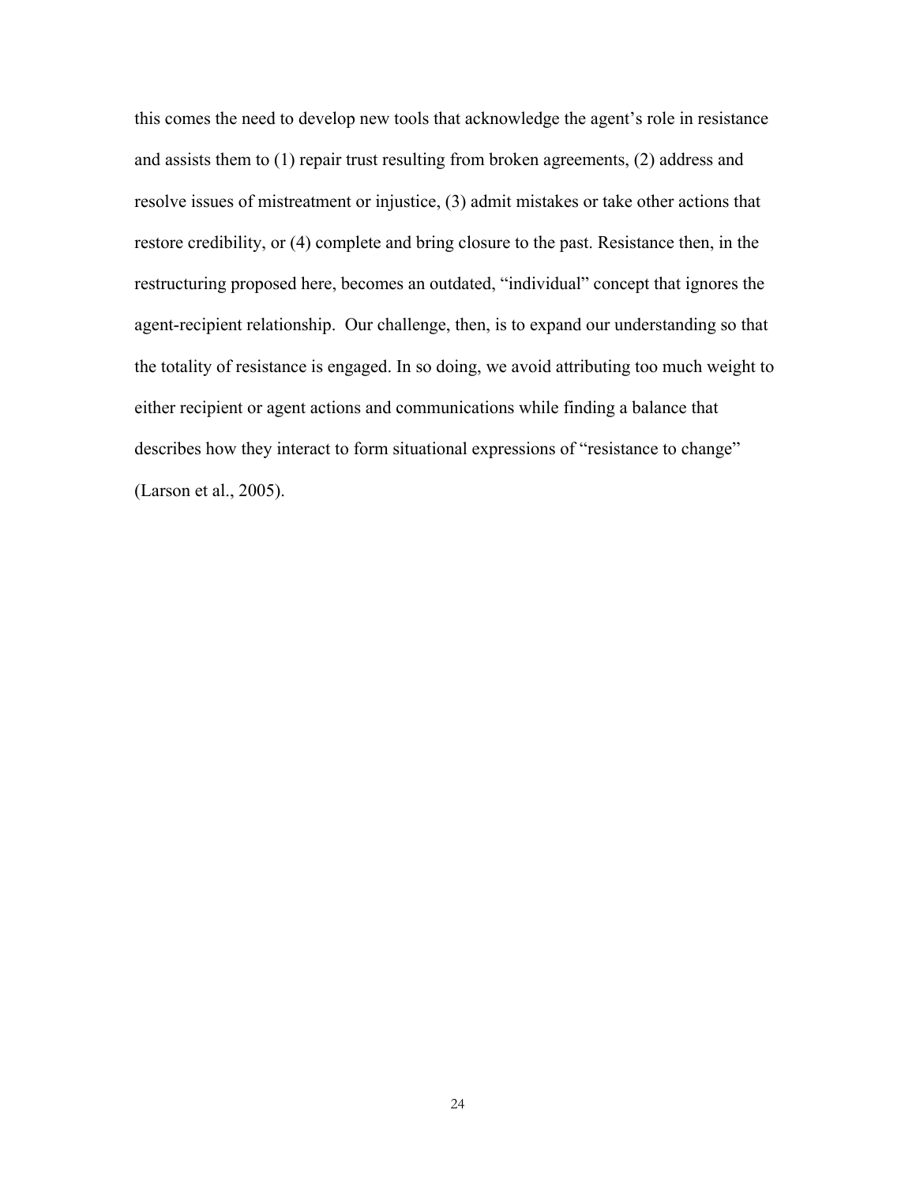this comes the need to develop new tools that acknowledge the agent's role in resistance and assists them to (1) repair trust resulting from broken agreements, (2) address and resolve issues of mistreatment or injustice, (3) admit mistakes or take other actions that restore credibility, or (4) complete and bring closure to the past. Resistance then, in the restructuring proposed here, becomes an outdated, "individual" concept that ignores the agent-recipient relationship.  Our challenge, then, is to expand our understanding so that the totality of resistance is engaged. In so doing, we avoid attributing too much weight to either recipient or agent actions and communications while finding a balance that describes how they interact to form situational expressions of "resistance to change" (Larson et al., 2005).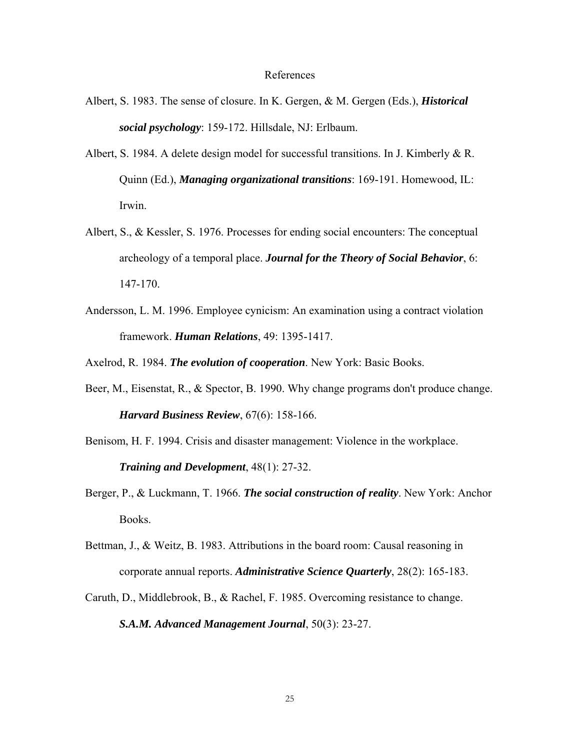# References

Albert, S. 1983. The sense of closure. In K. Gergen, & M. Gergen (Eds.), ***Historical social psychology***: 159-172. Hillsdale, NJ: Erlbaum.

Albert, S. 1984. A delete design model for successful transitions. In J. Kimberly & R. Quinn (Ed.), ***Managing organizational transitions***: 169-191. Homewood, IL: Irwin.

Albert, S., & Kessler, S. 1976. Processes for ending social encounters: The conceptual archeology of a temporal place. ***Journal for the Theory of Social Behavior***, 6: 147-170.

Andersson, L. M. 1996. Employee cynicism: An examination using a contract violation framework. ***Human Relations***, 49: 1395-1417.

Axelrod, R. 1984. ***The evolution of cooperation***. New York: Basic Books.

Beer, M., Eisenstat, R., & Spector, B. 1990. Why change programs don't produce change. ***Harvard Business Review***, 67(6): 158-166.

Benisom, H. F. 1994. Crisis and disaster management: Violence in the workplace. ***Training and Development***, 48(1): 27-32.

Berger, P., & Luckmann, T. 1966. ***The social construction of reality***. New York: Anchor Books.

Bettman, J., & Weitz, B. 1983. Attributions in the board room: Causal reasoning in corporate annual reports. ***Administrative Science Quarterly***, 28(2): 165-183.

Caruth, D., Middlebrook, B., & Rachel, F. 1985. Overcoming resistance to change. ***S.A.M. Advanced Management Journal***, 50(3): 23-27.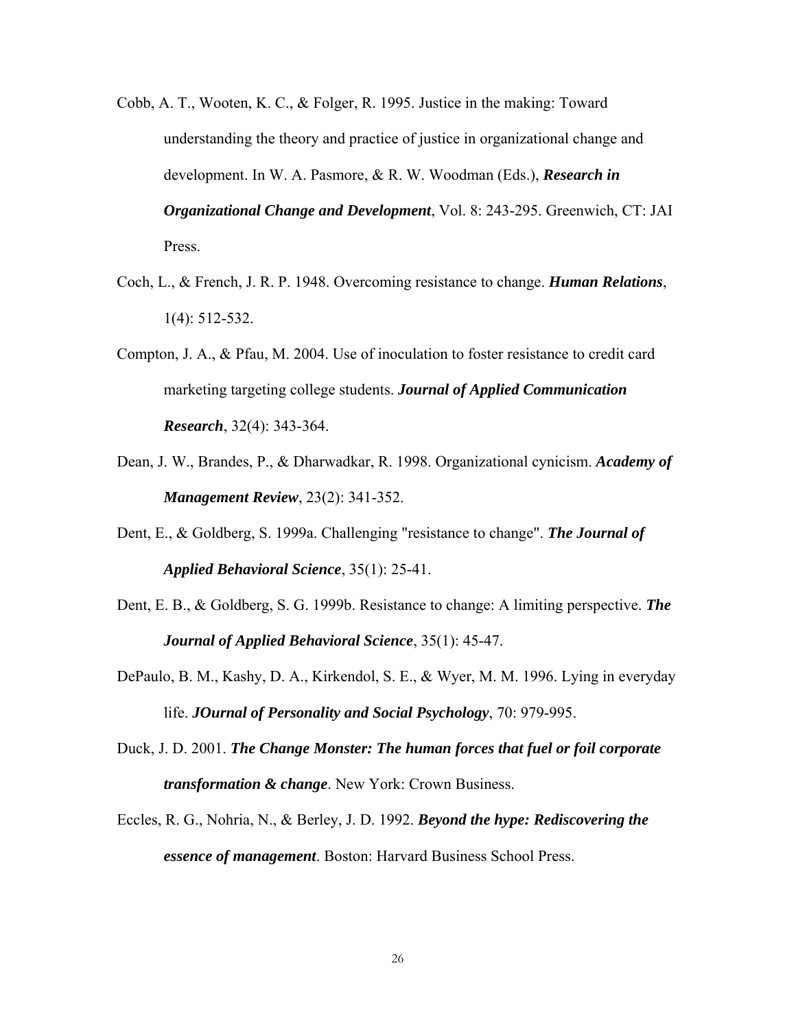Cobb, A. T., Wooten, K. C., & Folger, R. 1995. Justice in the making: Toward understanding the theory and practice of justice in organizational change and development. In W. A. Pasmore, & R. W. Woodman (Eds.), ***Research in Organizational Change and Development***, Vol. 8: 243-295. Greenwich, CT: JAI Press.

Coch, L., & French, J. R. P. 1948. Overcoming resistance to change. ***Human Relations***, 1(4): 512-532.

Compton, J. A., & Pfau, M. 2004. Use of inoculation to foster resistance to credit card marketing targeting college students. ***Journal of Applied Communication Research***, 32(4): 343-364.

Dean, J. W., Brandes, P., & Dharwadkar, R. 1998. Organizational cynicism. ***Academy of Management Review***, 23(2): 341-352.

Dent, E., & Goldberg, S. 1999a. Challenging "resistance to change". ***The Journal of Applied Behavioral Science***, 35(1): 25-41.

Dent, E. B., & Goldberg, S. G. 1999b. Resistance to change: A limiting perspective. ***The Journal of Applied Behavioral Science***, 35(1): 45-47.

DePaulo, B. M., Kashy, D. A., Kirkendol, S. E., & Wyer, M. M. 1996. Lying in everyday life. ***JOurnal of Personality and Social Psychology***, 70: 979-995.

Duck, J. D. 2001. ***The Change Monster: The human forces that fuel or foil corporate transformation & change***. New York: Crown Business.

Eccles, R. G., Nohria, N., & Berley, J. D. 1992. ***Beyond the hype: Rediscovering the essence of management***. Boston: Harvard Business School Press.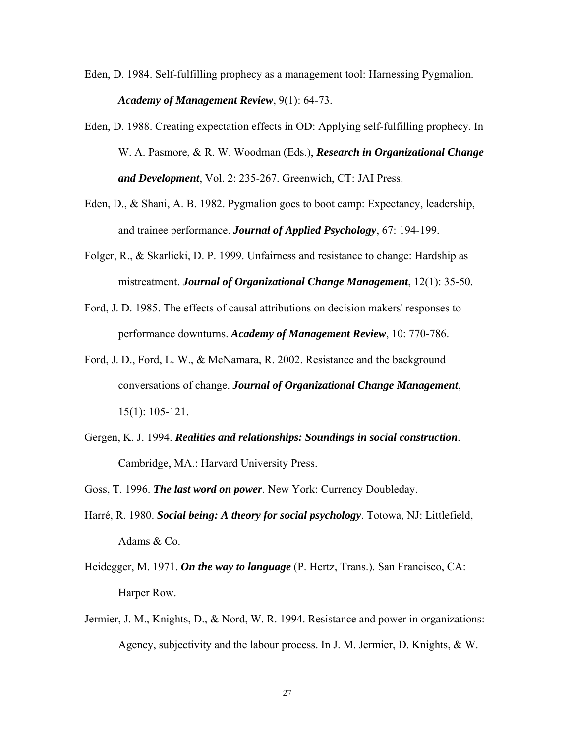Eden, D. 1984. Self-fulfilling prophecy as a management tool: Harnessing Pygmalion. ***Academy of Management Review***, 9(1): 64-73.

Eden, D. 1988. Creating expectation effects in OD: Applying self-fulfilling prophecy. In W. A. Pasmore, & R. W. Woodman (Eds.), ***Research in Organizational Change and Development***, Vol. 2: 235-267. Greenwich, CT: JAI Press.

Eden, D., & Shani, A. B. 1982. Pygmalion goes to boot camp: Expectancy, leadership, and trainee performance. ***Journal of Applied Psychology***, 67: 194-199.

Folger, R., & Skarlicki, D. P. 1999. Unfairness and resistance to change: Hardship as mistreatment. ***Journal of Organizational Change Management***, 12(1): 35-50.

Ford, J. D. 1985. The effects of causal attributions on decision makers' responses to performance downturns. ***Academy of Management Review***, 10: 770-786.

Ford, J. D., Ford, L. W., & McNamara, R. 2002. Resistance and the background conversations of change. ***Journal of Organizational Change Management***, 15(1): 105-121.

Gergen, K. J. 1994. ***Realities and relationships: Soundings in social construction***. Cambridge, MA.: Harvard University Press.

Goss, T. 1996. ***The last word on power***. New York: Currency Doubleday.

Harré, R. 1980. ***Social being: A theory for social psychology***. Totowa, NJ: Littlefield, Adams & Co.

Heidegger, M. 1971. ***On the way to language*** (P. Hertz, Trans.). San Francisco, CA: Harper Row.

Jermier, J. M., Knights, D., & Nord, W. R. 1994. Resistance and power in organizations: Agency, subjectivity and the labour process. In J. M. Jermier, D. Knights, & W.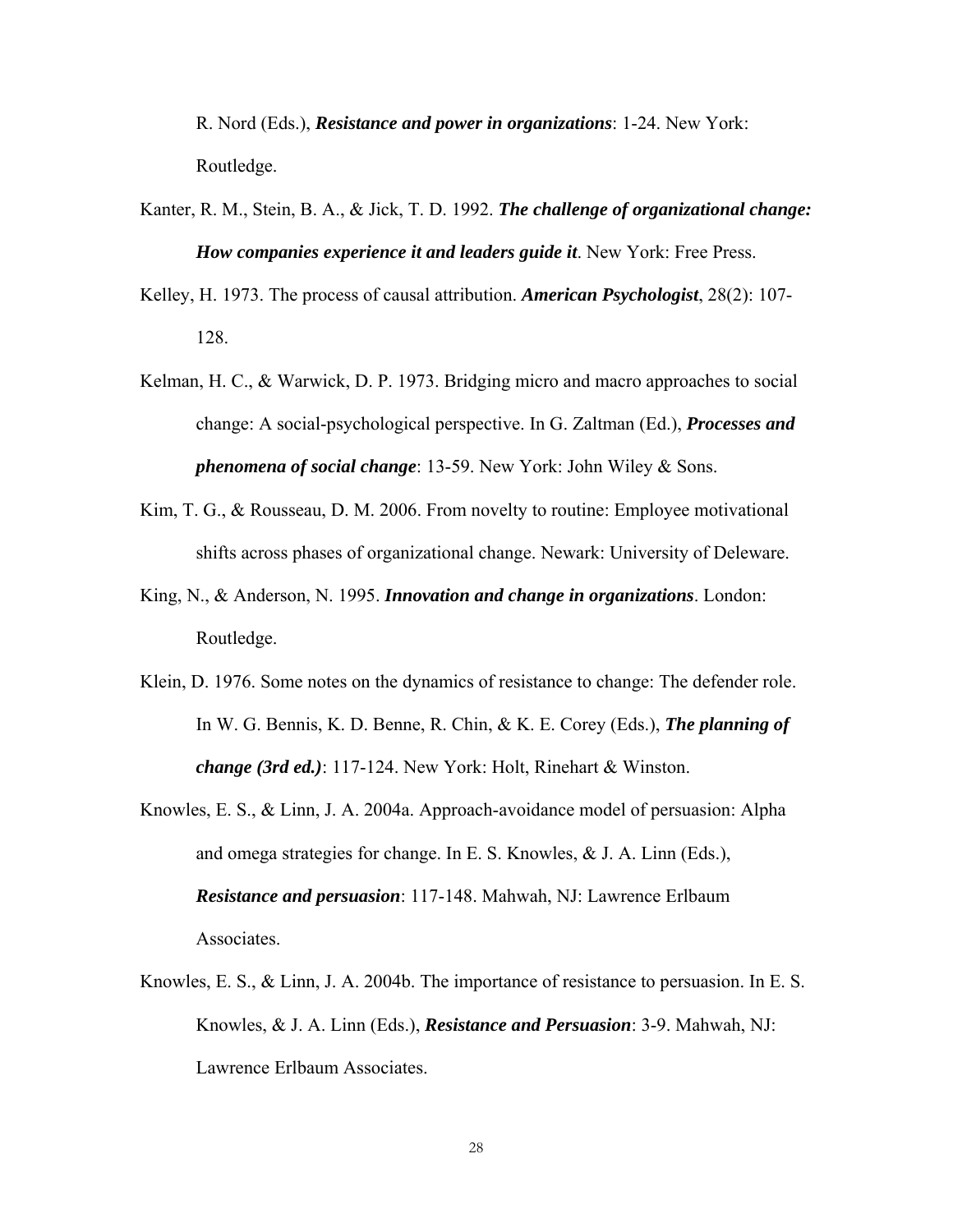R. Nord (Eds.), ***Resistance and power in organizations***: 1-24. New York: Routledge.

Kanter, R. M., Stein, B. A., & Jick, T. D. 1992. ***The challenge of organizational change: How companies experience it and leaders guide it***. New York: Free Press.

Kelley, H. 1973. The process of causal attribution. ***American Psychologist***, 28(2): 107-128.

Kelman, H. C., & Warwick, D. P. 1973. Bridging micro and macro approaches to social change: A social-psychological perspective. In G. Zaltman (Ed.), ***Processes and phenomena of social change***: 13-59. New York: John Wiley & Sons.

Kim, T. G., & Rousseau, D. M. 2006. From novelty to routine: Employee motivational shifts across phases of organizational change. Newark: University of Deleware.

King, N., & Anderson, N. 1995. ***Innovation and change in organizations***. London: Routledge.

Klein, D. 1976. Some notes on the dynamics of resistance to change: The defender role. In W. G. Bennis, K. D. Benne, R. Chin, & K. E. Corey (Eds.), ***The planning of change (3rd ed.)***: 117-124. New York: Holt, Rinehart & Winston.

Knowles, E. S., & Linn, J. A. 2004a. Approach-avoidance model of persuasion: Alpha and omega strategies for change. In E. S. Knowles, & J. A. Linn (Eds.), ***Resistance and persuasion***: 117-148. Mahwah, NJ: Lawrence Erlbaum Associates.

Knowles, E. S., & Linn, J. A. 2004b. The importance of resistance to persuasion. In E. S. Knowles, & J. A. Linn (Eds.), ***Resistance and Persuasion***: 3-9. Mahwah, NJ: Lawrence Erlbaum Associates.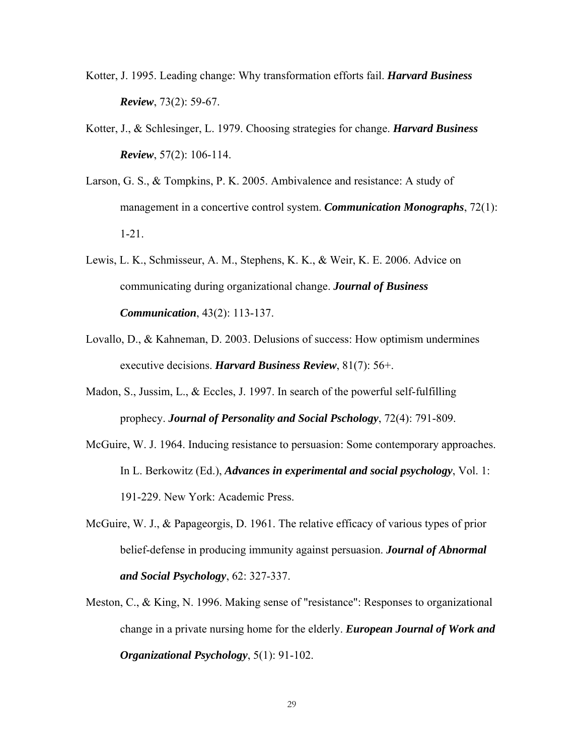Kotter, J. 1995. Leading change: Why transformation efforts fail. ***Harvard Business Review***, 73(2): 59-67.

Kotter, J., & Schlesinger, L. 1979. Choosing strategies for change. ***Harvard Business Review***, 57(2): 106-114.

Larson, G. S., & Tompkins, P. K. 2005. Ambivalence and resistance: A study of management in a concertive control system. ***Communication Monographs***, 72(1): 1-21.

Lewis, L. K., Schmisseur, A. M., Stephens, K. K., & Weir, K. E. 2006. Advice on communicating during organizational change. ***Journal of Business Communication***, 43(2): 113-137.

Lovallo, D., & Kahneman, D. 2003. Delusions of success: How optimism undermines executive decisions. ***Harvard Business Review***, 81(7): 56+.

Madon, S., Jussim, L., & Eccles, J. 1997. In search of the powerful self-fulfilling prophecy. ***Journal of Personality and Social Pschology***, 72(4): 791-809.

McGuire, W. J. 1964. Inducing resistance to persuasion: Some contemporary approaches. In L. Berkowitz (Ed.), ***Advances in experimental and social psychology***, Vol. 1: 191-229. New York: Academic Press.

McGuire, W. J., & Papageorgis, D. 1961. The relative efficacy of various types of prior belief-defense in producing immunity against persuasion. ***Journal of Abnormal and Social Psychology***, 62: 327-337.

Meston, C., & King, N. 1996. Making sense of "resistance": Responses to organizational change in a private nursing home for the elderly. ***European Journal of Work and Organizational Psychology***, 5(1): 91-102.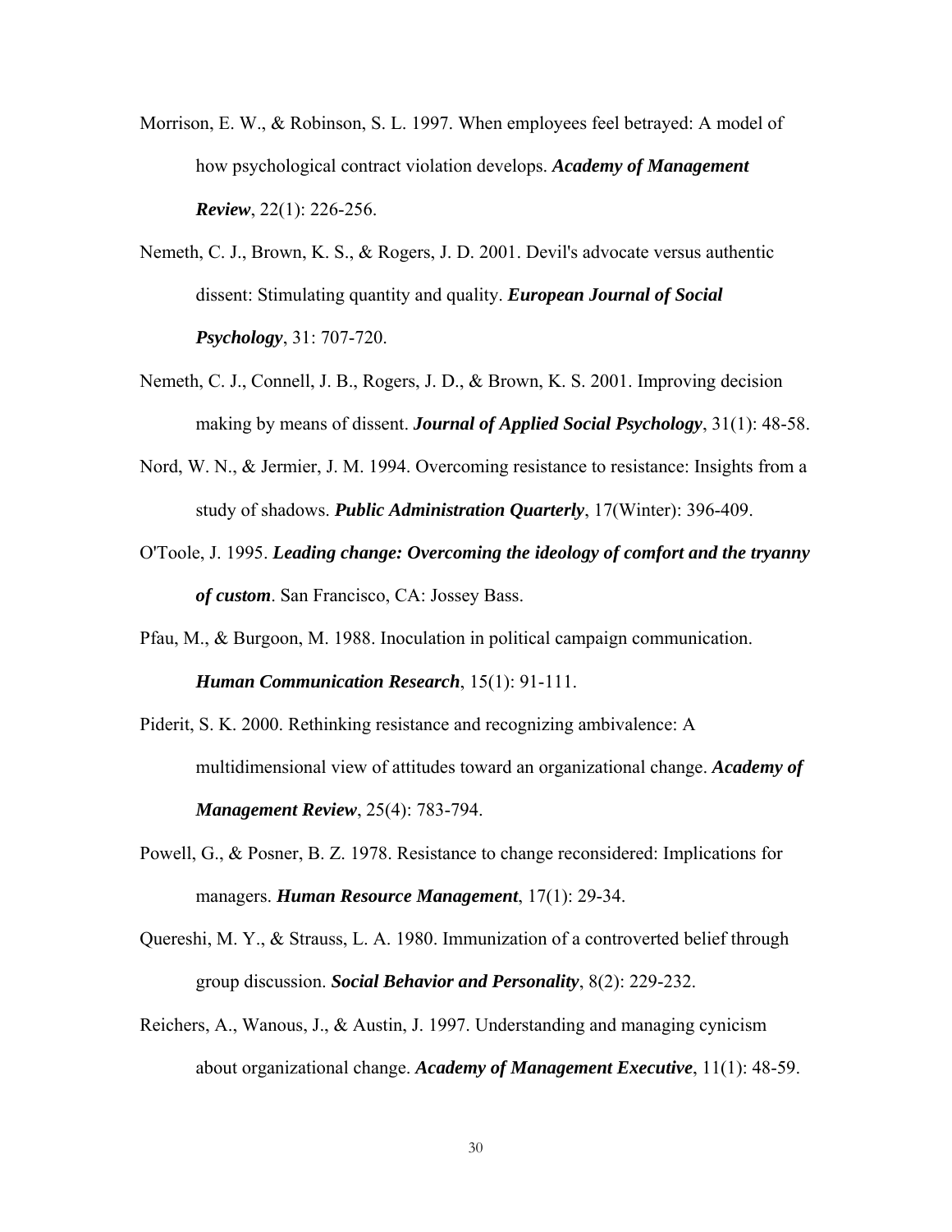Morrison, E. W., & Robinson, S. L. 1997. When employees feel betrayed: A model of how psychological contract violation develops. ***Academy of Management Review***, 22(1): 226-256.

Nemeth, C. J., Brown, K. S., & Rogers, J. D. 2001. Devil's advocate versus authentic dissent: Stimulating quantity and quality. ***European Journal of Social Psychology***, 31: 707-720.

Nemeth, C. J., Connell, J. B., Rogers, J. D., & Brown, K. S. 2001. Improving decision making by means of dissent. ***Journal of Applied Social Psychology***, 31(1): 48-58.

Nord, W. N., & Jermier, J. M. 1994. Overcoming resistance to resistance: Insights from a study of shadows. ***Public Administration Quarterly***, 17(Winter): 396-409.

O'Toole, J. 1995. ***Leading change: Overcoming the ideology of comfort and the tryanny of custom***. San Francisco, CA: Jossey Bass.

Pfau, M., & Burgoon, M. 1988. Inoculation in political campaign communication. ***Human Communication Research***, 15(1): 91-111.

Piderit, S. K. 2000. Rethinking resistance and recognizing ambivalence: A multidimensional view of attitudes toward an organizational change. ***Academy of Management Review***, 25(4): 783-794.

Powell, G., & Posner, B. Z. 1978. Resistance to change reconsidered: Implications for managers. ***Human Resource Management***, 17(1): 29-34.

Quereshi, M. Y., & Strauss, L. A. 1980. Immunization of a controverted belief through group discussion. ***Social Behavior and Personality***, 8(2): 229-232.

Reichers, A., Wanous, J., & Austin, J. 1997. Understanding and managing cynicism about organizational change. ***Academy of Management Executive***, 11(1): 48-59.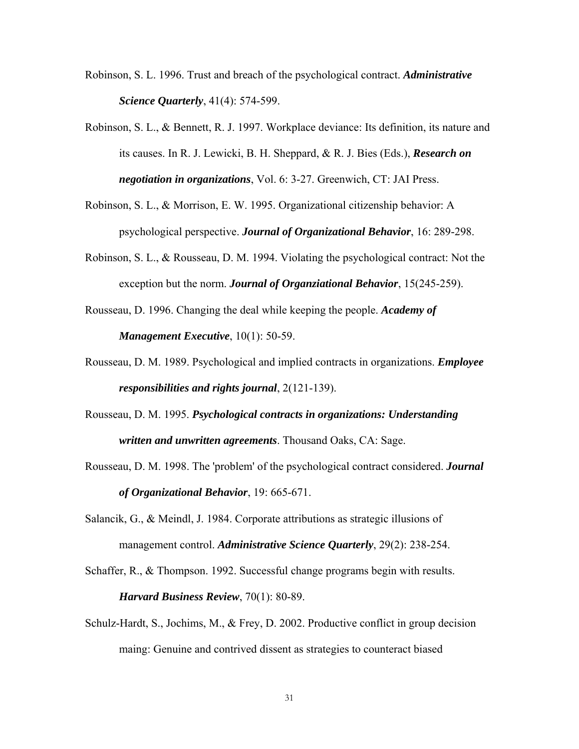Robinson, S. L. 1996. Trust and breach of the psychological contract. ***Administrative Science Quarterly***, 41(4): 574-599.

Robinson, S. L., & Bennett, R. J. 1997. Workplace deviance: Its definition, its nature and its causes. In R. J. Lewicki, B. H. Sheppard, & R. J. Bies (Eds.), ***Research on negotiation in organizations***, Vol. 6: 3-27. Greenwich, CT: JAI Press.

Robinson, S. L., & Morrison, E. W. 1995. Organizational citizenship behavior: A psychological perspective. ***Journal of Organizational Behavior***, 16: 289-298.

Robinson, S. L., & Rousseau, D. M. 1994. Violating the psychological contract: Not the exception but the norm. ***Journal of Organziational Behavior***, 15(245-259).

Rousseau, D. 1996. Changing the deal while keeping the people. ***Academy of Management Executive***, 10(1): 50-59.

Rousseau, D. M. 1989. Psychological and implied contracts in organizations. ***Employee responsibilities and rights journal***, 2(121-139).

Rousseau, D. M. 1995. ***Psychological contracts in organizations: Understanding written and unwritten agreements***. Thousand Oaks, CA: Sage.

Rousseau, D. M. 1998. The 'problem' of the psychological contract considered. ***Journal of Organizational Behavior***, 19: 665-671.

Salancik, G., & Meindl, J. 1984. Corporate attributions as strategic illusions of management control. ***Administrative Science Quarterly***, 29(2): 238-254.

Schaffer, R., & Thompson. 1992. Successful change programs begin with results. ***Harvard Business Review***, 70(1): 80-89.

Schulz-Hardt, S., Jochims, M., & Frey, D. 2002. Productive conflict in group decision maing: Genuine and contrived dissent as strategies to counteract biased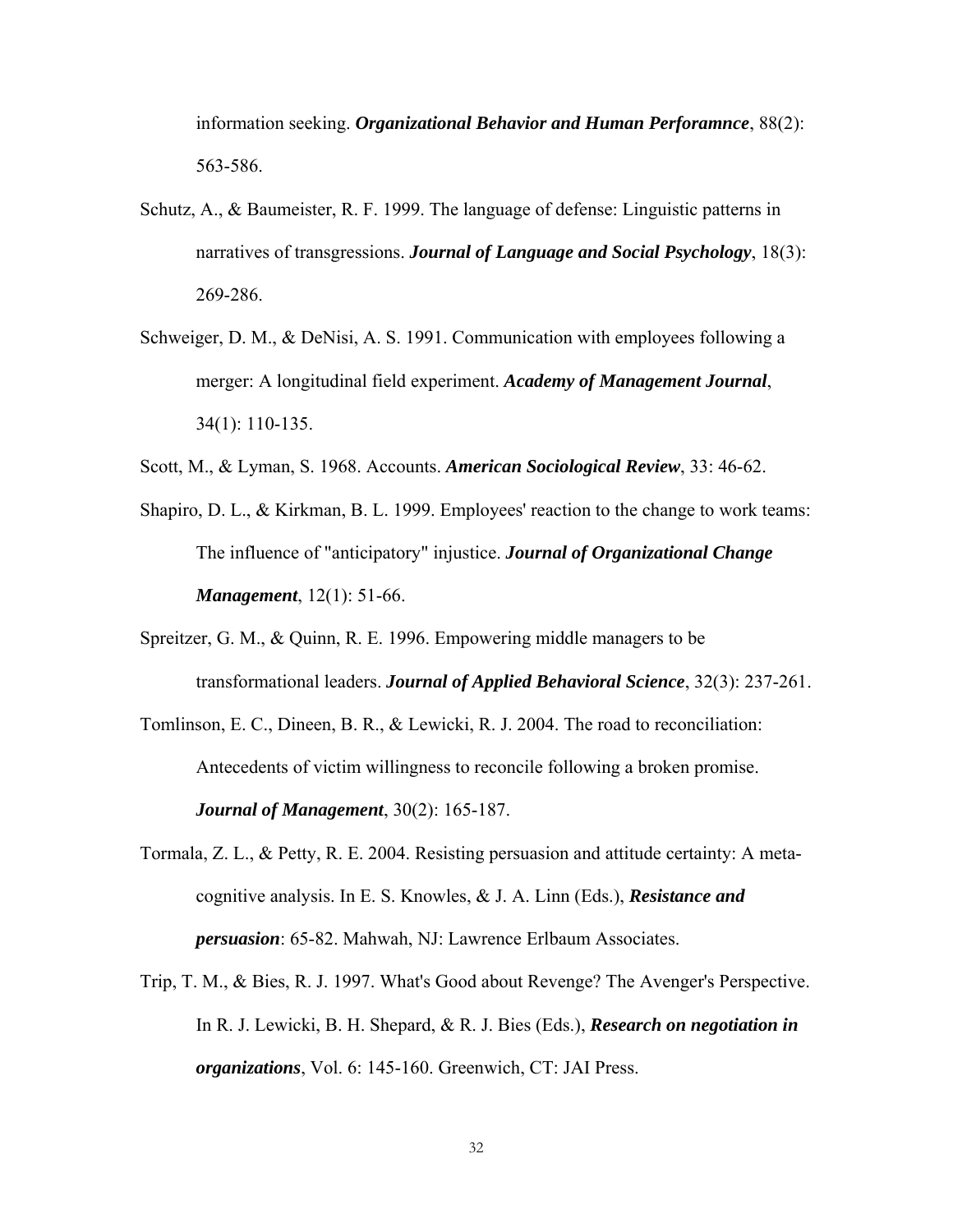information seeking. ***Organizational Behavior and Human Perforamnce***, 88(2): 563-586.

Schutz, A., & Baumeister, R. F. 1999. The language of defense: Linguistic patterns in narratives of transgressions. ***Journal of Language and Social Psychology***, 18(3): 269-286.

Schweiger, D. M., & DeNisi, A. S. 1991. Communication with employees following a merger: A longitudinal field experiment. ***Academy of Management Journal***, 34(1): 110-135.

Scott, M., & Lyman, S. 1968. Accounts. ***American Sociological Review***, 33: 46-62.

Shapiro, D. L., & Kirkman, B. L. 1999. Employees' reaction to the change to work teams: The influence of "anticipatory" injustice. ***Journal of Organizational Change Management***, 12(1): 51-66.

Spreitzer, G. M., & Quinn, R. E. 1996. Empowering middle managers to be transformational leaders. ***Journal of Applied Behavioral Science***, 32(3): 237-261.

Tomlinson, E. C., Dineen, B. R., & Lewicki, R. J. 2004. The road to reconciliation: Antecedents of victim willingness to reconcile following a broken promise. ***Journal of Management***, 30(2): 165-187.

Tormala, Z. L., & Petty, R. E. 2004. Resisting persuasion and attitude certainty: A meta-cognitive analysis. In E. S. Knowles, & J. A. Linn (Eds.), ***Resistance and persuasion***: 65-82. Mahwah, NJ: Lawrence Erlbaum Associates.

Trip, T. M., & Bies, R. J. 1997. What's Good about Revenge? The Avenger's Perspective. In R. J. Lewicki, B. H. Shepard, & R. J. Bies (Eds.), ***Research on negotiation in organizations***, Vol. 6: 145-160. Greenwich, CT: JAI Press.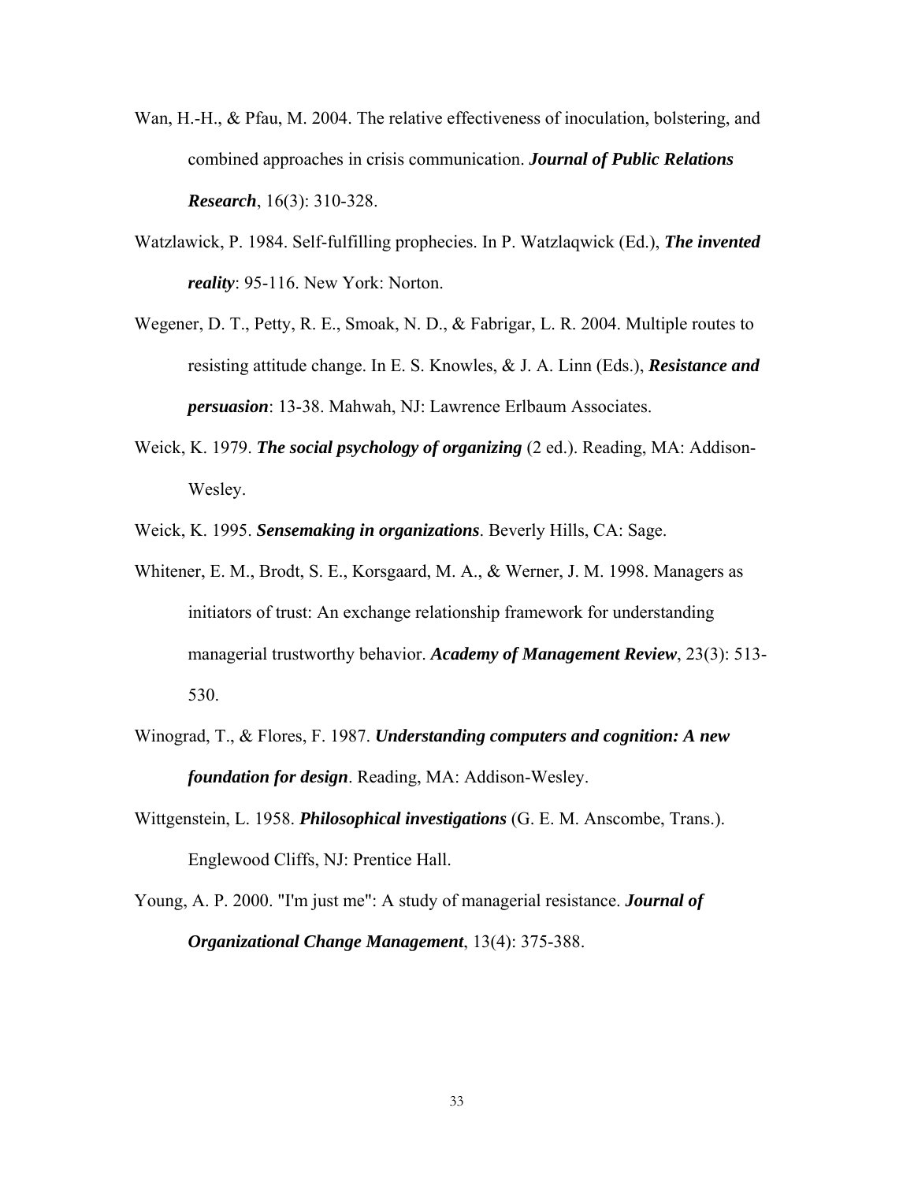Wan, H.-H., & Pfau, M. 2004. The relative effectiveness of inoculation, bolstering, and combined approaches in crisis communication. ***Journal of Public Relations Research***, 16(3): 310-328.

Watzlawick, P. 1984. Self-fulfilling prophecies. In P. Watzlaqwick (Ed.), ***The invented reality***: 95-116. New York: Norton.

Wegener, D. T., Petty, R. E., Smoak, N. D., & Fabrigar, L. R. 2004. Multiple routes to resisting attitude change. In E. S. Knowles, & J. A. Linn (Eds.), ***Resistance and persuasion***: 13-38. Mahwah, NJ: Lawrence Erlbaum Associates.

Weick, K. 1979. ***The social psychology of organizing*** (2 ed.). Reading, MA: Addison-Wesley.

Weick, K. 1995. ***Sensemaking in organizations***. Beverly Hills, CA: Sage.

Whitener, E. M., Brodt, S. E., Korsgaard, M. A., & Werner, J. M. 1998. Managers as initiators of trust: An exchange relationship framework for understanding managerial trustworthy behavior. ***Academy of Management Review***, 23(3): 513-530.

Winograd, T., & Flores, F. 1987. ***Understanding computers and cognition: A new foundation for design***. Reading, MA: Addison-Wesley.

Wittgenstein, L. 1958. ***Philosophical investigations*** (G. E. M. Anscombe, Trans.). Englewood Cliffs, NJ: Prentice Hall.

Young, A. P. 2000. "I'm just me": A study of managerial resistance. ***Journal of Organizational Change Management***, 13(4): 375-388.